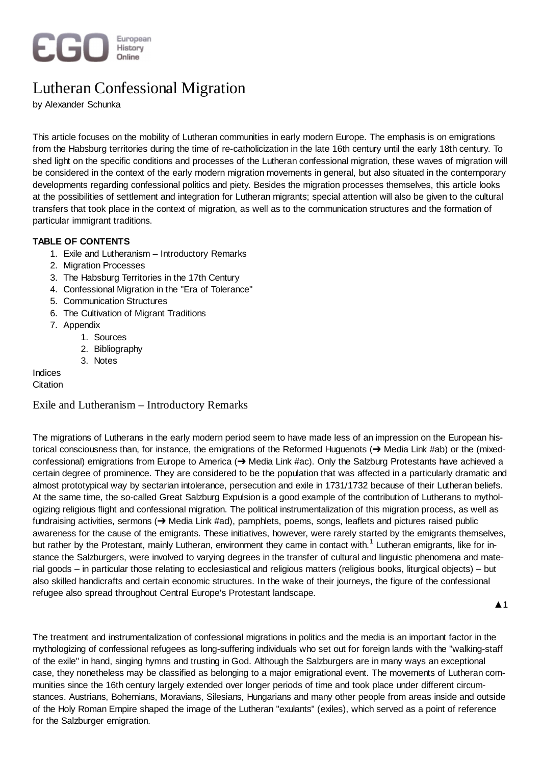# Lutheran Confessional Migration

by Alexander Schunka

This article focuses on the mobility of Lutheran communities in early modern Europe. The emphasis is on emigrations from the Habsburg territories during the time of re-catholicization in the late 16th century until the early 18th century. To shed light on the specific conditions and processes of the Lutheran confessional migration, these waves of migration will be considered in the context of the early modern migration movements in general, but also situated in the contemporary developments regarding confessional politics and piety. Besides the migration processes themselves, this article looks at the possibilities of settlement and integration for Lutheran migrants; special attention will also be given to the cultural transfers that took place in the context of migration, as well as to the communication structures and the formation of particular immigrant traditions.

**TABLE OF CONTENTS**

1. Exile and Lutheranism – Introductory Remarks
2. Migration Processes
3. The Habsburg Territories in the 17th Century
4. Confessional Migration in the "Era of Tolerance"
5. Communication Structures
6. The Cultivation of Migrant Traditions
7. Appendix
    1. Sources
    2. Bibliography
    3. Notes

Indices
Citation

## Exile and Lutheranism – Introductory Remarks

The migrations of Lutherans in the early modern period seem to have made less of an impression on the European historical consciousness than, for instance, the emigrations of the Reformed Huguenots (➔ Media Link #ab) or the (mixed-confessional) emigrations from Europe to America (➔ Media Link #ac). Only the Salzburg Protestants have achieved a certain degree of prominence. They are considered to be the population that was affected in a particularly dramatic and almost prototypical way by sectarian intolerance, persecution and exile in 1731/1732 because of their Lutheran beliefs. At the same time, the so-called Great Salzburg Expulsion is a good example of the contribution of Lutherans to mythologizing religious flight and confessional migration. The political instrumentalization of this migration process, as well as fundraising activities, sermons (➔ Media Link #ad), pamphlets, poems, songs, leaflets and pictures raised public awareness for the cause of the emigrants. These initiatives, however, were rarely started by the emigrants themselves, but rather by the Protestant, mainly Lutheran, environment they came in contact with.[1] Lutheran emigrants, like for instance the Salzburgers, were involved to varying degrees in the transfer of cultural and linguistic phenomena and material goods – in particular those relating to ecclesiastical and religious matters (religious books, liturgical objects) – but also skilled handicrafts and certain economic structures. In the wake of their journeys, the figure of the confessional refugee also spread throughout Central Europe's Protestant landscape.

▲1

The treatment and instrumentalization of confessional migrations in politics and the media is an important factor in the mythologizing of confessional refugees as long-suffering individuals who set out for foreign lands with the "walking-staff of the exile" in hand, singing hymns and trusting in God. Although the Salzburgers are in many ways an exceptional case, they nonetheless may be classified as belonging to a major emigrational event. The movements of Lutheran communities since the 16th century largely extended over longer periods of time and took place under different circumstances. Austrians, Bohemians, Moravians, Silesians, Hungarians and many other people from areas inside and outside of the Holy Roman Empire shaped the image of the Lutheran "exulants" (exiles), which served as a point of reference for the Salzburger emigration.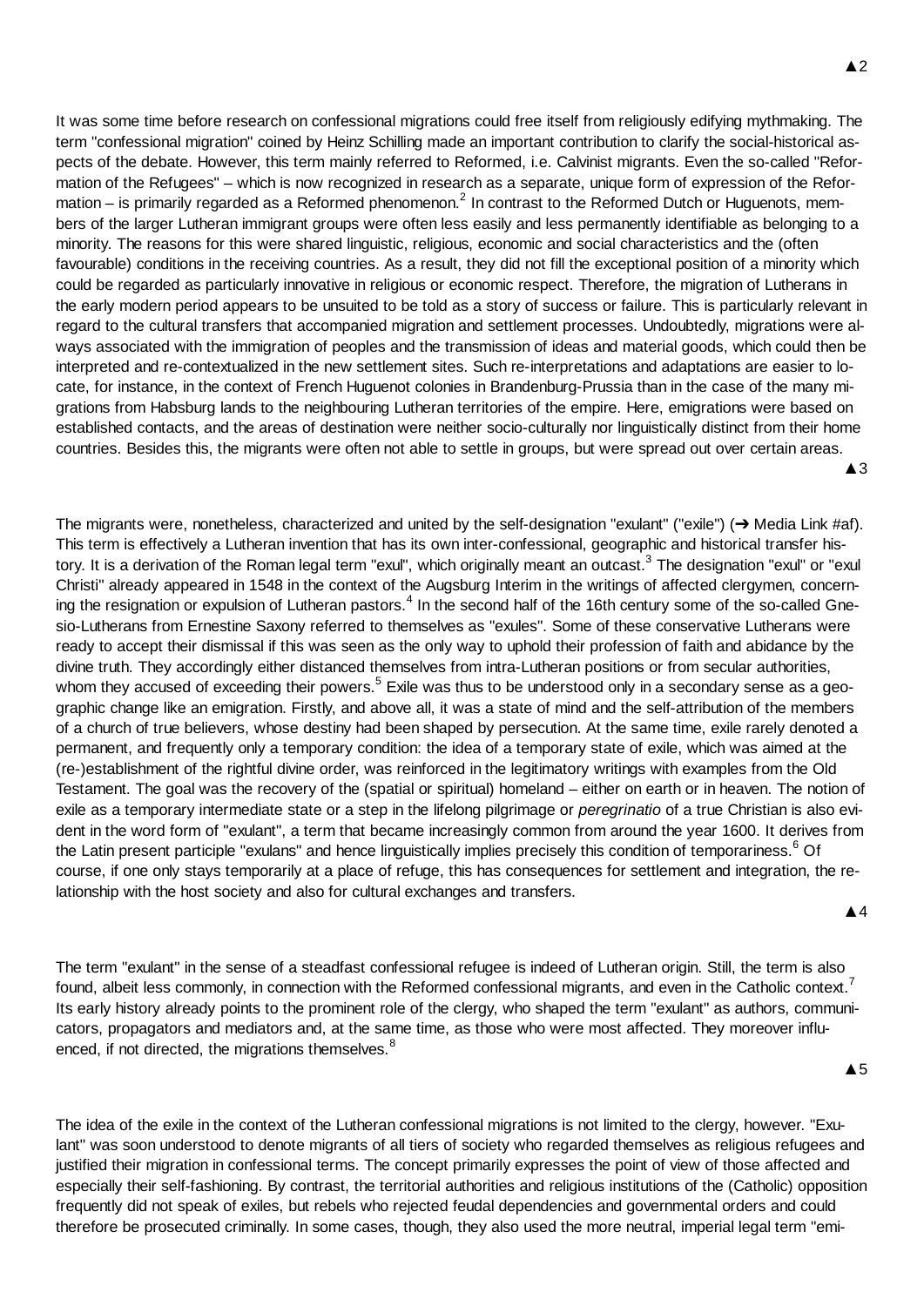It was some time before research on confessional migrations could free itself from religiously edifying mythmaking. The term "confessional migration" coined by Heinz Schilling made an important contribution to clarify the social-historical aspects of the debate. However, this term mainly referred to Reformed, i.e. Calvinist migrants. Even the so-called "Reformation of the Refugees" – which is now recognized in research as a separate, unique form of expression of the Reformation – is primarily regarded as a Reformed phenomenon.[2] In contrast to the Reformed Dutch or Huguenots, members of the larger Lutheran immigrant groups were often less easily and less permanently identifiable as belonging to a minority. The reasons for this were shared linguistic, religious, economic and social characteristics and the (often favourable) conditions in the receiving countries. As a result, they did not fill the exceptional position of a minority which could be regarded as particularly innovative in religious or economic respect. Therefore, the migration of Lutherans in the early modern period appears to be unsuited to be told as a story of success or failure. This is particularly relevant in regard to the cultural transfers that accompanied migration and settlement processes. Undoubtedly, migrations were always associated with the immigration of peoples and the transmission of ideas and material goods, which could then be interpreted and re-contextualized in the new settlement sites. Such re-interpretations and adaptations are easier to locate, for instance, in the context of French Huguenot colonies in Brandenburg-Prussia than in the case of the many migrations from Habsburg lands to the neighbouring Lutheran territories of the empire. Here, emigrations were based on established contacts, and the areas of destination were neither socio-culturally nor linguistically distinct from their home countries. Besides this, the migrants were often not able to settle in groups, but were spread out over certain areas.

▲3

The migrants were, nonetheless, characterized and united by the self-designation "exulant" ("exile") (➔ Media Link #af). This term is effectively a Lutheran invention that has its own inter-confessional, geographic and historical transfer history. It is a derivation of the Roman legal term "exul", which originally meant an outcast.[3] The designation "exul" or "exul Christi" already appeared in 1548 in the context of the Augsburg Interim in the writings of affected clergymen, concerning the resignation or expulsion of Lutheran pastors.[4] In the second half of the 16th century some of the so-called Gnesio-Lutherans from Ernestine Saxony referred to themselves as "exules". Some of these conservative Lutherans were ready to accept their dismissal if this was seen as the only way to uphold their profession of faith and abidance by the divine truth. They accordingly either distanced themselves from intra-Lutheran positions or from secular authorities, whom they accused of exceeding their powers.[5] Exile was thus to be understood only in a secondary sense as a geographic change like an emigration. Firstly, and above all, it was a state of mind and the self-attribution of the members of a church of true believers, whose destiny had been shaped by persecution. At the same time, exile rarely denoted a permanent, and frequently only a temporary condition: the idea of a temporary state of exile, which was aimed at the (re-)establishment of the rightful divine order, was reinforced in the legitimatory writings with examples from the Old Testament. The goal was the recovery of the (spatial or spiritual) homeland – either on earth or in heaven. The notion of exile as a temporary intermediate state or a step in the lifelong pilgrimage or *peregrinatio* of a true Christian is also evident in the word form of "exulant", a term that became increasingly common from around the year 1600. It derives from the Latin present participle "exulans" and hence linguistically implies precisely this condition of temporariness.[6] Of course, if one only stays temporarily at a place of refuge, this has consequences for settlement and integration, the relationship with the host society and also for cultural exchanges and transfers.

▲4

The term "exulant" in the sense of a steadfast confessional refugee is indeed of Lutheran origin. Still, the term is also found, albeit less commonly, in connection with the Reformed confessional migrants, and even in the Catholic context.[7] Its early history already points to the prominent role of the clergy, who shaped the term "exulant" as authors, communicators, propagators and mediators and, at the same time, as those who were most affected. They moreover influenced, if not directed, the migrations themselves.[8]

▲5

The idea of the exile in the context of the Lutheran confessional migrations is not limited to the clergy, however. "Exulant" was soon understood to denote migrants of all tiers of society who regarded themselves as religious refugees and justified their migration in confessional terms. The concept primarily expresses the point of view of those affected and especially their self-fashioning. By contrast, the territorial authorities and religious institutions of the (Catholic) opposition frequently did not speak of exiles, but rebels who rejected feudal dependencies and governmental orders and could therefore be prosecuted criminally. In some cases, though, they also used the more neutral, imperial legal term "emi-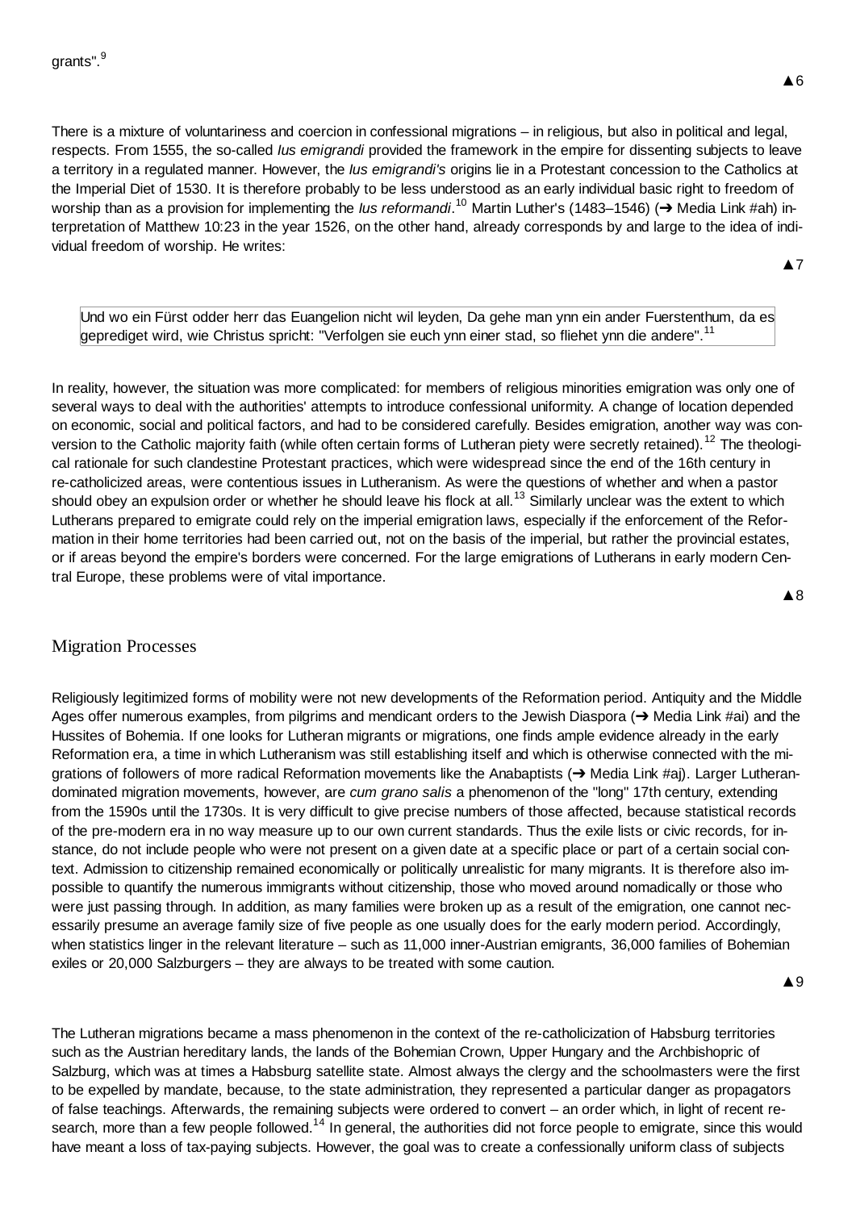grants".[9]

▲6

There is a mixture of voluntariness and coercion in confessional migrations – in religious, but also in political and legal, respects. From 1555, the so-called *Ius emigrandi* provided the framework in the empire for dissenting subjects to leave a territory in a regulated manner. However, the *Ius emigrandi's* origins lie in a Protestant concession to the Catholics at the Imperial Diet of 1530. It is therefore probably to be less understood as an early individual basic right to freedom of worship than as a provision for implementing the *Ius reformandi*.[10] Martin Luther's (1483–1546) (➔ Media Link #ah) interpretation of Matthew 10:23 in the year 1526, on the other hand, already corresponds by and large to the idea of individual freedom of worship. He writes:

▲7

> Und wo ein Fürst odder herr das Euangelion nicht wil leyden, Da gehe man ynn ein ander Fuerstenthum, da es geprediget wird, wie Christus spricht: "Verfolgen sie euch ynn einer stad, so fliehet ynn die andere".[11]

In reality, however, the situation was more complicated: for members of religious minorities emigration was only one of several ways to deal with the authorities' attempts to introduce confessional uniformity. A change of location depended on economic, social and political factors, and had to be considered carefully. Besides emigration, another way was conversion to the Catholic majority faith (while often certain forms of Lutheran piety were secretly retained).[12] The theological rationale for such clandestine Protestant practices, which were widespread since the end of the 16th century in re-catholicized areas, were contentious issues in Lutheranism. As were the questions of whether and when a pastor should obey an expulsion order or whether he should leave his flock at all.[13] Similarly unclear was the extent to which Lutherans prepared to emigrate could rely on the imperial emigration laws, especially if the enforcement of the Reformation in their home territories had been carried out, not on the basis of the imperial, but rather the provincial estates, or if areas beyond the empire's borders were concerned. For the large emigrations of Lutherans in early modern Central Europe, these problems were of vital importance.

▲8

## Migration Processes

Religiously legitimized forms of mobility were not new developments of the Reformation period. Antiquity and the Middle Ages offer numerous examples, from pilgrims and mendicant orders to the Jewish Diaspora (➔ Media Link #ai) and the Hussites of Bohemia. If one looks for Lutheran migrants or migrations, one finds ample evidence already in the early Reformation era, a time in which Lutheranism was still establishing itself and which is otherwise connected with the migrations of followers of more radical Reformation movements like the Anabaptists (➔ Media Link #aj). Larger Lutheran-dominated migration movements, however, are *cum grano salis* a phenomenon of the "long" 17th century, extending from the 1590s until the 1730s. It is very difficult to give precise numbers of those affected, because statistical records of the pre-modern era in no way measure up to our own current standards. Thus the exile lists or civic records, for instance, do not include people who were not present on a given date at a specific place or part of a certain social context. Admission to citizenship remained economically or politically unrealistic for many migrants. It is therefore also impossible to quantify the numerous immigrants without citizenship, those who moved around nomadically or those who were just passing through. In addition, as many families were broken up as a result of the emigration, one cannot necessarily presume an average family size of five people as one usually does for the early modern period. Accordingly, when statistics linger in the relevant literature – such as 11,000 inner-Austrian emigrants, 36,000 families of Bohemian exiles or 20,000 Salzburgers – they are always to be treated with some caution.

▲9

The Lutheran migrations became a mass phenomenon in the context of the re-catholicization of Habsburg territories such as the Austrian hereditary lands, the lands of the Bohemian Crown, Upper Hungary and the Archbishopric of Salzburg, which was at times a Habsburg satellite state. Almost always the clergy and the schoolmasters were the first to be expelled by mandate, because, to the state administration, they represented a particular danger as propagators of false teachings. Afterwards, the remaining subjects were ordered to convert – an order which, in light of recent research, more than a few people followed.[14] In general, the authorities did not force people to emigrate, since this would have meant a loss of tax-paying subjects. However, the goal was to create a confessionally uniform class of subjects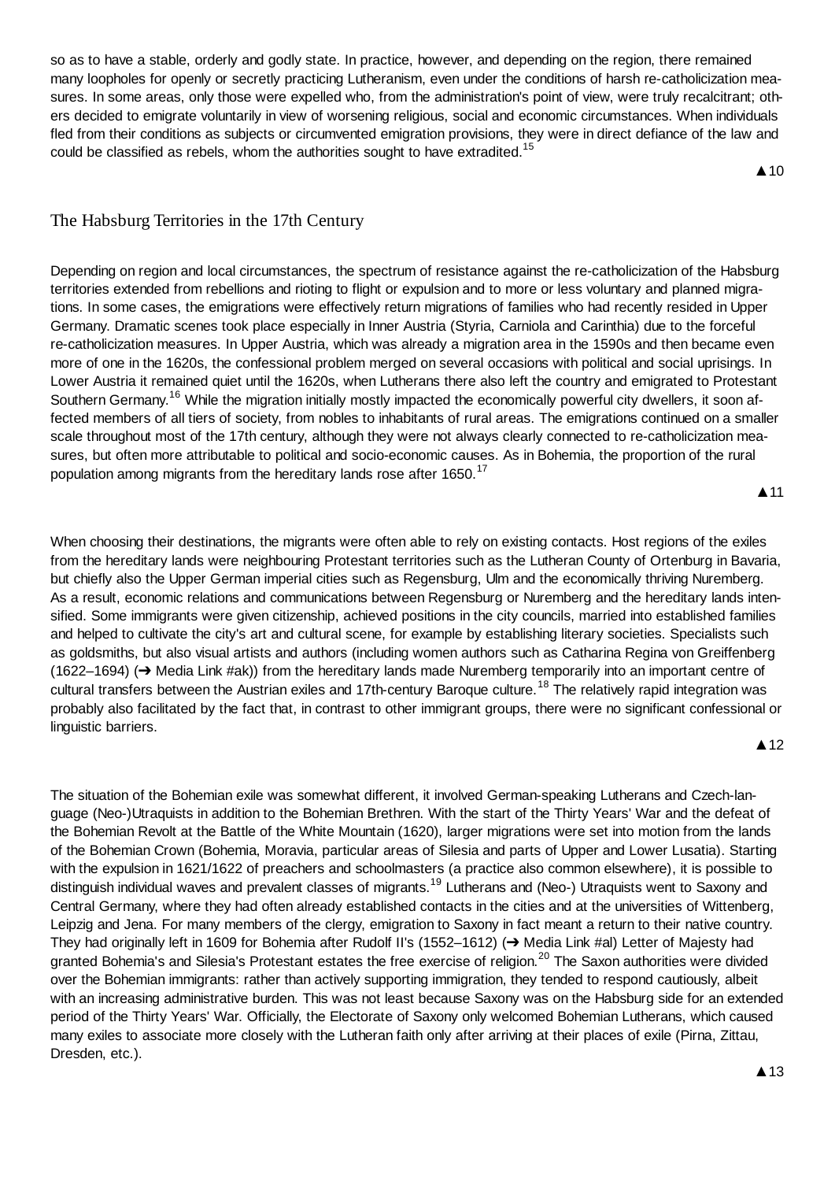so as to have a stable, orderly and godly state. In practice, however, and depending on the region, there remained many loopholes for openly or secretly practicing Lutheranism, even under the conditions of harsh re-catholicization measures. In some areas, only those were expelled who, from the administration's point of view, were truly recalcitrant; others decided to emigrate voluntarily in view of worsening religious, social and economic circumstances. When individuals fled from their conditions as subjects or circumvented emigration provisions, they were in direct defiance of the law and could be classified as rebels, whom the authorities sought to have extradited.[15]

▲10

## The Habsburg Territories in the 17th Century

Depending on region and local circumstances, the spectrum of resistance against the re-catholicization of the Habsburg territories extended from rebellions and rioting to flight or expulsion and to more or less voluntary and planned migrations. In some cases, the emigrations were effectively return migrations of families who had recently resided in Upper Germany. Dramatic scenes took place especially in Inner Austria (Styria, Carniola and Carinthia) due to the forceful re-catholicization measures. In Upper Austria, which was already a migration area in the 1590s and then became even more of one in the 1620s, the confessional problem merged on several occasions with political and social uprisings. In Lower Austria it remained quiet until the 1620s, when Lutherans there also left the country and emigrated to Protestant Southern Germany.[16] While the migration initially mostly impacted the economically powerful city dwellers, it soon affected members of all tiers of society, from nobles to inhabitants of rural areas. The emigrations continued on a smaller scale throughout most of the 17th century, although they were not always clearly connected to re-catholicization measures, but often more attributable to political and socio-economic causes. As in Bohemia, the proportion of the rural population among migrants from the hereditary lands rose after 1650.[17]

▲11

When choosing their destinations, the migrants were often able to rely on existing contacts. Host regions of the exiles from the hereditary lands were neighbouring Protestant territories such as the Lutheran County of Ortenburg in Bavaria, but chiefly also the Upper German imperial cities such as Regensburg, Ulm and the economically thriving Nuremberg. As a result, economic relations and communications between Regensburg or Nuremberg and the hereditary lands intensified. Some immigrants were given citizenship, achieved positions in the city councils, married into established families and helped to cultivate the city's art and cultural scene, for example by establishing literary societies. Specialists such as goldsmiths, but also visual artists and authors (including women authors such as Catharina Regina von Greiffenberg (1622–1694) (➔ Media Link #ak)) from the hereditary lands made Nuremberg temporarily into an important centre of cultural transfers between the Austrian exiles and 17th-century Baroque culture.[18] The relatively rapid integration was probably also facilitated by the fact that, in contrast to other immigrant groups, there were no significant confessional or linguistic barriers.

▲12

The situation of the Bohemian exile was somewhat different, it involved German-speaking Lutherans and Czech-language (Neo-)Utraquists in addition to the Bohemian Brethren. With the start of the Thirty Years' War and the defeat of the Bohemian Revolt at the Battle of the White Mountain (1620), larger migrations were set into motion from the lands of the Bohemian Crown (Bohemia, Moravia, particular areas of Silesia and parts of Upper and Lower Lusatia). Starting with the expulsion in 1621/1622 of preachers and schoolmasters (a practice also common elsewhere), it is possible to distinguish individual waves and prevalent classes of migrants.[19] Lutherans and (Neo-) Utraquists went to Saxony and Central Germany, where they had often already established contacts in the cities and at the universities of Wittenberg, Leipzig and Jena. For many members of the clergy, emigration to Saxony in fact meant a return to their native country. They had originally left in 1609 for Bohemia after Rudolf II's (1552–1612) (➔ Media Link #al) Letter of Majesty had granted Bohemia's and Silesia's Protestant estates the free exercise of religion.[20] The Saxon authorities were divided over the Bohemian immigrants: rather than actively supporting immigration, they tended to respond cautiously, albeit with an increasing administrative burden. This was not least because Saxony was on the Habsburg side for an extended period of the Thirty Years' War. Officially, the Electorate of Saxony only welcomed Bohemian Lutherans, which caused many exiles to associate more closely with the Lutheran faith only after arriving at their places of exile (Pirna, Zittau, Dresden, etc.).

▲13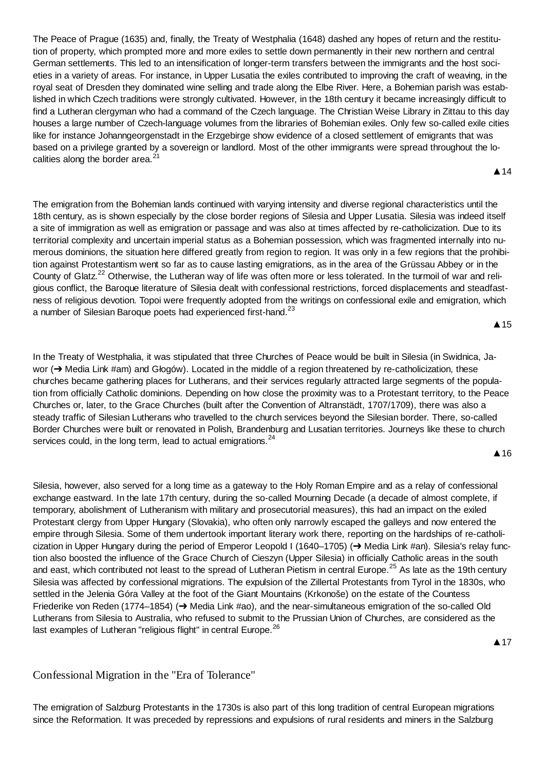The Peace of Prague (1635) and, finally, the Treaty of Westphalia (1648) dashed any hopes of return and the restitution of property, which prompted more and more exiles to settle down permanently in their new northern and central German settlements. This led to an intensification of longer-term transfers between the immigrants and the host societies in a variety of areas. For instance, in Upper Lusatia the exiles contributed to improving the craft of weaving, in the royal seat of Dresden they dominated wine selling and trade along the Elbe River. Here, a Bohemian parish was established in which Czech traditions were strongly cultivated. However, in the 18th century it became increasingly difficult to find a Lutheran clergyman who had a command of the Czech language. The Christian Weise Library in Zittau to this day houses a large number of Czech-language volumes from the libraries of Bohemian exiles. Only few so-called exile cities like for instance Johanngeorgenstadt in the Erzgebirge show evidence of a closed settlement of emigrants that was based on a privilege granted by a sovereign or landlord. Most of the other immigrants were spread throughout the localities along the border area.[21]

▲14

The emigration from the Bohemian lands continued with varying intensity and diverse regional characteristics until the 18th century, as is shown especially by the close border regions of Silesia and Upper Lusatia. Silesia was indeed itself a site of immigration as well as emigration or passage and was also at times affected by re-catholicization. Due to its territorial complexity and uncertain imperial status as a Bohemian possession, which was fragmented internally into numerous dominions, the situation here differed greatly from region to region. It was only in a few regions that the prohibition against Protestantism went so far as to cause lasting emigrations, as in the area of the Grüssau Abbey or in the County of Glatz.[22] Otherwise, the Lutheran way of life was often more or less tolerated. In the turmoil of war and religious conflict, the Baroque literature of Silesia dealt with confessional restrictions, forced displacements and steadfastness of religious devotion. Topoi were frequently adopted from the writings on confessional exile and emigration, which a number of Silesian Baroque poets had experienced first-hand.[23]

▲15

In the Treaty of Westphalia, it was stipulated that three Churches of Peace would be built in Silesia (in Swidnica, Jawor (➔ Media Link #am) and Głogów). Located in the middle of a region threatened by re-catholicization, these churches became gathering places for Lutherans, and their services regularly attracted large segments of the population from officially Catholic dominions. Depending on how close the proximity was to a Protestant territory, to the Peace Churches or, later, to the Grace Churches (built after the Convention of Altranstädt, 1707/1709), there was also a steady traffic of Silesian Lutherans who travelled to the church services beyond the Silesian border. There, so-called Border Churches were built or renovated in Polish, Brandenburg and Lusatian territories. Journeys like these to church services could, in the long term, lead to actual emigrations.[24]

▲16

Silesia, however, also served for a long time as a gateway to the Holy Roman Empire and as a relay of confessional exchange eastward. In the late 17th century, during the so-called Mourning Decade (a decade of almost complete, if temporary, abolishment of Lutheranism with military and prosecutorial measures), this had an impact on the exiled Protestant clergy from Upper Hungary (Slovakia), who often only narrowly escaped the galleys and now entered the empire through Silesia. Some of them undertook important literary work there, reporting on the hardships of re-catholicization in Upper Hungary during the period of Emperor Leopold I (1640–1705) (➔ Media Link #an). Silesia's relay function also boosted the influence of the Grace Church of Cieszyn (Upper Silesia) in officially Catholic areas in the south and east, which contributed not least to the spread of Lutheran Pietism in central Europe.[25] As late as the 19th century Silesia was affected by confessional migrations. The expulsion of the Zillertal Protestants from Tyrol in the 1830s, who settled in the Jelenia Góra Valley at the foot of the Giant Mountains (Krkonoše) on the estate of the Countess Friederike von Reden (1774–1854) (➔ Media Link #ao), and the near-simultaneous emigration of the so-called Old Lutherans from Silesia to Australia, who refused to submit to the Prussian Union of Churches, are considered as the last examples of Lutheran "religious flight" in central Europe.[26]

▲17

## Confessional Migration in the "Era of Tolerance"

The emigration of Salzburg Protestants in the 1730s is also part of this long tradition of central European migrations since the Reformation. It was preceded by repressions and expulsions of rural residents and miners in the Salzburg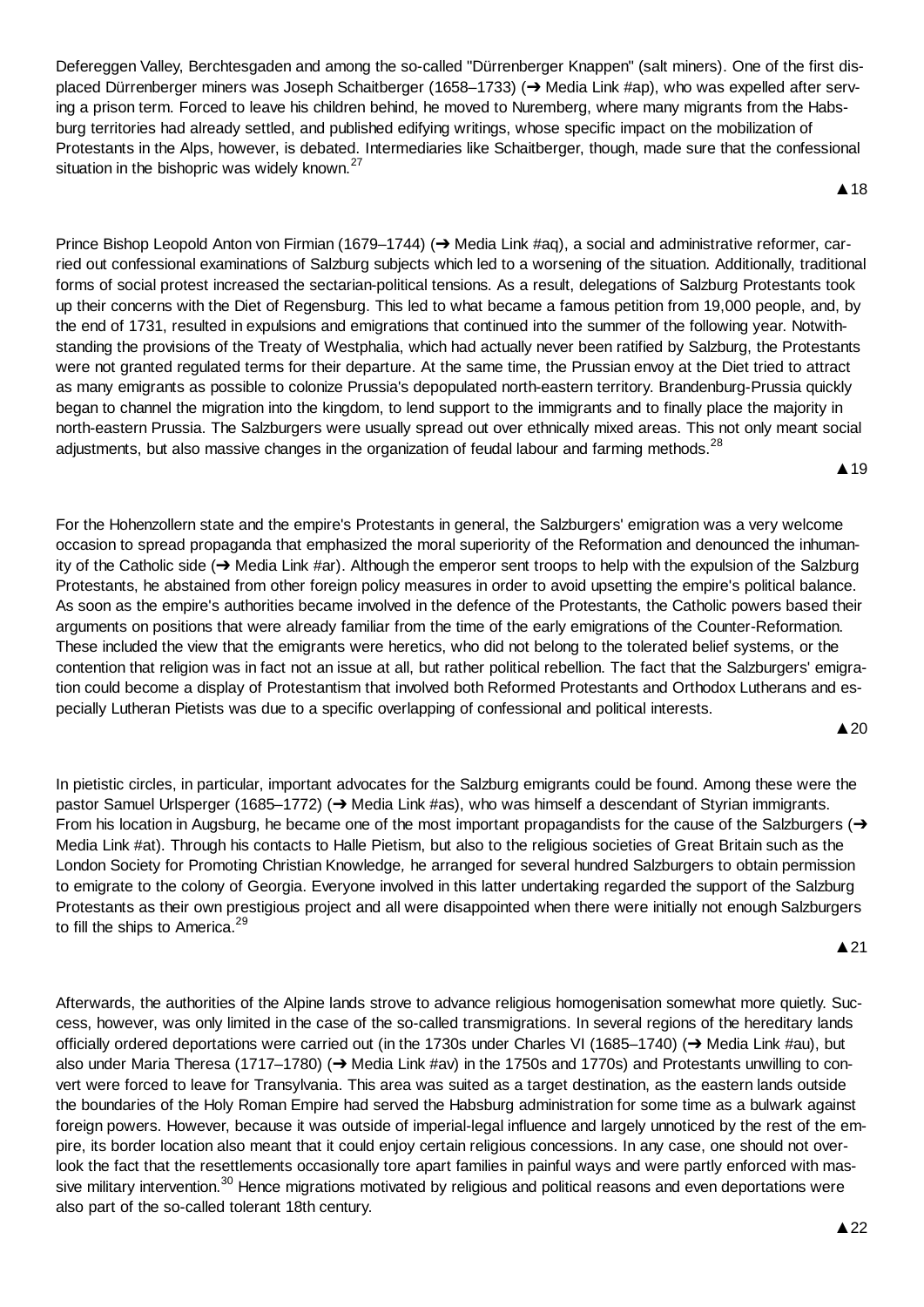Defereggen Valley, Berchtesgaden and among the so-called "Dürrenberger Knappen" (salt miners). One of the first displaced Dürrenberger miners was Joseph Schaitberger (1658–1733) (➔ Media Link #ap), who was expelled after serving a prison term. Forced to leave his children behind, he moved to Nuremberg, where many migrants from the Habsburg territories had already settled, and published edifying writings, whose specific impact on the mobilization of Protestants in the Alps, however, is debated. Intermediaries like Schaitberger, though, made sure that the confessional situation in the bishopric was widely known.[27]

▲18

Prince Bishop Leopold Anton von Firmian (1679–1744) (➔ Media Link #aq), a social and administrative reformer, carried out confessional examinations of Salzburg subjects which led to a worsening of the situation. Additionally, traditional forms of social protest increased the sectarian-political tensions. As a result, delegations of Salzburg Protestants took up their concerns with the Diet of Regensburg. This led to what became a famous petition from 19,000 people, and, by the end of 1731, resulted in expulsions and emigrations that continued into the summer of the following year. Notwithstanding the provisions of the Treaty of Westphalia, which had actually never been ratified by Salzburg, the Protestants were not granted regulated terms for their departure. At the same time, the Prussian envoy at the Diet tried to attract as many emigrants as possible to colonize Prussia's depopulated north-eastern territory. Brandenburg-Prussia quickly began to channel the migration into the kingdom, to lend support to the immigrants and to finally place the majority in north-eastern Prussia. The Salzburgers were usually spread out over ethnically mixed areas. This not only meant social adjustments, but also massive changes in the organization of feudal labour and farming methods.[28]

▲19

For the Hohenzollern state and the empire's Protestants in general, the Salzburgers' emigration was a very welcome occasion to spread propaganda that emphasized the moral superiority of the Reformation and denounced the inhumanity of the Catholic side (➔ Media Link #ar). Although the emperor sent troops to help with the expulsion of the Salzburg Protestants, he abstained from other foreign policy measures in order to avoid upsetting the empire's political balance. As soon as the empire's authorities became involved in the defence of the Protestants, the Catholic powers based their arguments on positions that were already familiar from the time of the early emigrations of the Counter-Reformation. These included the view that the emigrants were heretics, who did not belong to the tolerated belief systems, or the contention that religion was in fact not an issue at all, but rather political rebellion. The fact that the Salzburgers' emigration could become a display of Protestantism that involved both Reformed Protestants and Orthodox Lutherans and especially Lutheran Pietists was due to a specific overlapping of confessional and political interests.

▲20

In pietistic circles, in particular, important advocates for the Salzburg emigrants could be found. Among these were the pastor Samuel Urlsperger (1685–1772) (➔ Media Link #as), who was himself a descendant of Styrian immigrants. From his location in Augsburg, he became one of the most important propagandists for the cause of the Salzburgers (➔ Media Link #at). Through his contacts to Halle Pietism, but also to the religious societies of Great Britain such as the London Society for Promoting Christian Knowledge, he arranged for several hundred Salzburgers to obtain permission to emigrate to the colony of Georgia. Everyone involved in this latter undertaking regarded the support of the Salzburg Protestants as their own prestigious project and all were disappointed when there were initially not enough Salzburgers to fill the ships to America.[29]

▲21

Afterwards, the authorities of the Alpine lands strove to advance religious homogenisation somewhat more quietly. Success, however, was only limited in the case of the so-called transmigrations. In several regions of the hereditary lands officially ordered deportations were carried out (in the 1730s under Charles VI (1685–1740) (➔ Media Link #au), but also under Maria Theresa (1717–1780) (➔ Media Link #av) in the 1750s and 1770s) and Protestants unwilling to convert were forced to leave for Transylvania. This area was suited as a target destination, as the eastern lands outside the boundaries of the Holy Roman Empire had served the Habsburg administration for some time as a bulwark against foreign powers. However, because it was outside of imperial-legal influence and largely unnoticed by the rest of the empire, its border location also meant that it could enjoy certain religious concessions. In any case, one should not overlook the fact that the resettlements occasionally tore apart families in painful ways and were partly enforced with massive military intervention.[30] Hence migrations motivated by religious and political reasons and even deportations were also part of the so-called tolerant 18th century.

▲22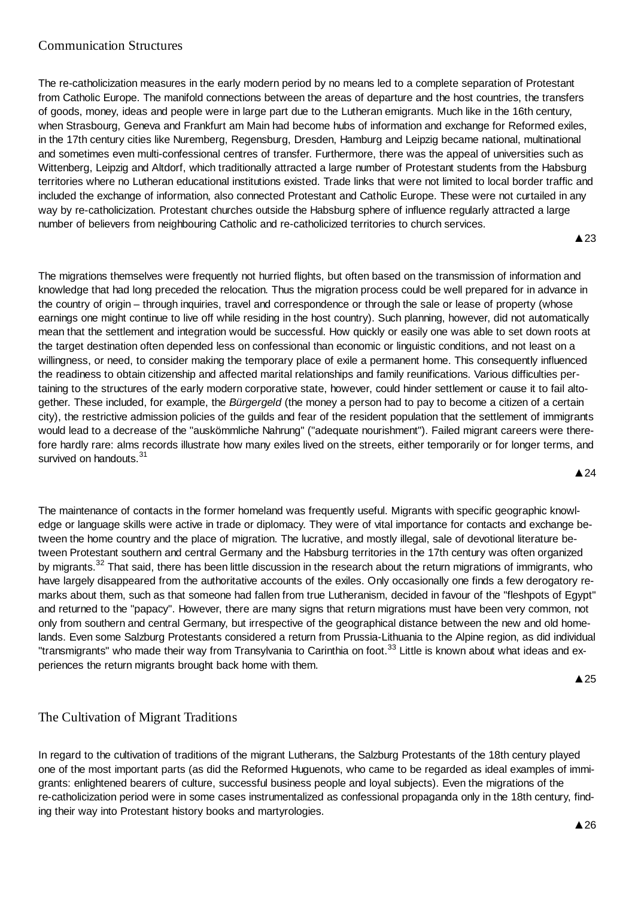## Communication Structures

The re-catholicization measures in the early modern period by no means led to a complete separation of Protestant from Catholic Europe. The manifold connections between the areas of departure and the host countries, the transfers of goods, money, ideas and people were in large part due to the Lutheran emigrants. Much like in the 16th century, when Strasbourg, Geneva and Frankfurt am Main had become hubs of information and exchange for Reformed exiles, in the 17th century cities like Nuremberg, Regensburg, Dresden, Hamburg and Leipzig became national, multinational and sometimes even multi-confessional centres of transfer. Furthermore, there was the appeal of universities such as Wittenberg, Leipzig and Altdorf, which traditionally attracted a large number of Protestant students from the Habsburg territories where no Lutheran educational institutions existed. Trade links that were not limited to local border traffic and included the exchange of information, also connected Protestant and Catholic Europe. These were not curtailed in any way by re-catholicization. Protestant churches outside the Habsburg sphere of influence regularly attracted a large number of believers from neighbouring Catholic and re-catholicized territories to church services.

▲23

The migrations themselves were frequently not hurried flights, but often based on the transmission of information and knowledge that had long preceded the relocation. Thus the migration process could be well prepared for in advance in the country of origin – through inquiries, travel and correspondence or through the sale or lease of property (whose earnings one might continue to live off while residing in the host country). Such planning, however, did not automatically mean that the settlement and integration would be successful. How quickly or easily one was able to set down roots at the target destination often depended less on confessional than economic or linguistic conditions, and not least on a willingness, or need, to consider making the temporary place of exile a permanent home. This consequently influenced the readiness to obtain citizenship and affected marital relationships and family reunifications. Various difficulties pertaining to the structures of the early modern corporative state, however, could hinder settlement or cause it to fail altogether. These included, for example, the *Bürgergeld* (the money a person had to pay to become a citizen of a certain city), the restrictive admission policies of the guilds and fear of the resident population that the settlement of immigrants would lead to a decrease of the "auskömmliche Nahrung" ("adequate nourishment"). Failed migrant careers were therefore hardly rare: alms records illustrate how many exiles lived on the streets, either temporarily or for longer terms, and survived on handouts.[31]

▲24

The maintenance of contacts in the former homeland was frequently useful. Migrants with specific geographic knowledge or language skills were active in trade or diplomacy. They were of vital importance for contacts and exchange between the home country and the place of migration. The lucrative, and mostly illegal, sale of devotional literature between Protestant southern and central Germany and the Habsburg territories in the 17th century was often organized by migrants.[32] That said, there has been little discussion in the research about the return migrations of immigrants, who have largely disappeared from the authoritative accounts of the exiles. Only occasionally one finds a few derogatory remarks about them, such as that someone had fallen from true Lutheranism, decided in favour of the "fleshpots of Egypt" and returned to the "papacy". However, there are many signs that return migrations must have been very common, not only from southern and central Germany, but irrespective of the geographical distance between the new and old homelands. Even some Salzburg Protestants considered a return from Prussia-Lithuania to the Alpine region, as did individual "transmigrants" who made their way from Transylvania to Carinthia on foot.[33] Little is known about what ideas and experiences the return migrants brought back home with them.

▲25

## The Cultivation of Migrant Traditions

In regard to the cultivation of traditions of the migrant Lutherans, the Salzburg Protestants of the 18th century played one of the most important parts (as did the Reformed Huguenots, who came to be regarded as ideal examples of immigrants: enlightened bearers of culture, successful business people and loyal subjects). Even the migrations of the re-catholicization period were in some cases instrumentalized as confessional propaganda only in the 18th century, finding their way into Protestant history books and martyrologies.

▲26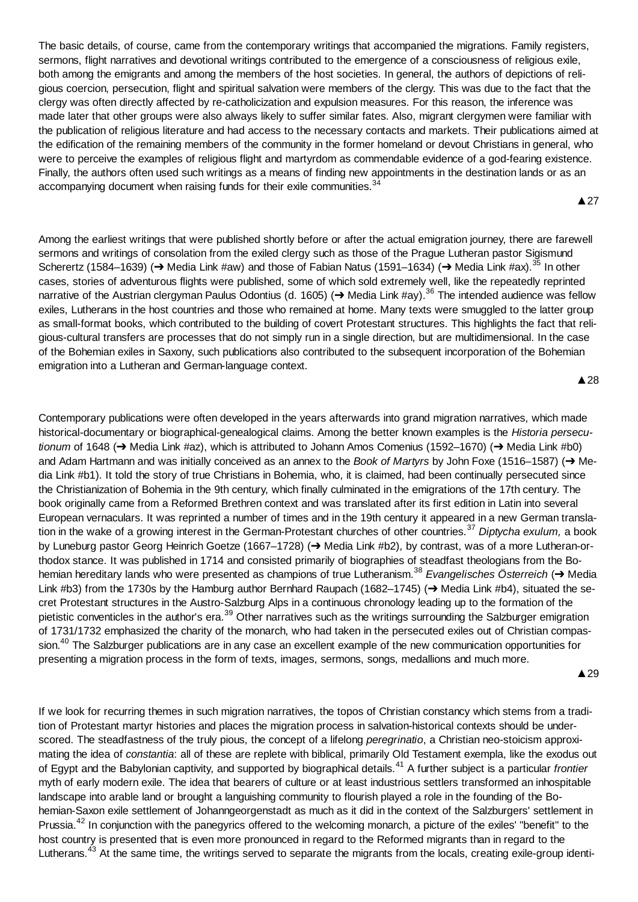The basic details, of course, came from the contemporary writings that accompanied the migrations. Family registers, sermons, flight narratives and devotional writings contributed to the emergence of a consciousness of religious exile, both among the emigrants and among the members of the host societies. In general, the authors of depictions of religious coercion, persecution, flight and spiritual salvation were members of the clergy. This was due to the fact that the clergy was often directly affected by re-catholicization and expulsion measures. For this reason, the inference was made later that other groups were also always likely to suffer similar fates. Also, migrant clergymen were familiar with the publication of religious literature and had access to the necessary contacts and markets. Their publications aimed at the edification of the remaining members of the community in the former homeland or devout Christians in general, who were to perceive the examples of religious flight and martyrdom as commendable evidence of a god-fearing existence. Finally, the authors often used such writings as a means of finding new appointments in the destination lands or as an accompanying document when raising funds for their exile communities.[34]

▲27

Among the earliest writings that were published shortly before or after the actual emigration journey, there are farewell sermons and writings of consolation from the exiled clergy such as those of the Prague Lutheran pastor Sigismund Scherertz (1584–1639) (➔ Media Link #aw) and those of Fabian Natus (1591–1634) (➔ Media Link #ax).[35] In other cases, stories of adventurous flights were published, some of which sold extremely well, like the repeatedly reprinted narrative of the Austrian clergyman Paulus Odontius (d. 1605) (➔ Media Link #ay).[36] The intended audience was fellow exiles, Lutherans in the host countries and those who remained at home. Many texts were smuggled to the latter group as small-format books, which contributed to the building of covert Protestant structures. This highlights the fact that religious-cultural transfers are processes that do not simply run in a single direction, but are multidimensional. In the case of the Bohemian exiles in Saxony, such publications also contributed to the subsequent incorporation of the Bohemian emigration into a Lutheran and German-language context.

▲28

Contemporary publications were often developed in the years afterwards into grand migration narratives, which made historical-documentary or biographical-genealogical claims. Among the better known examples is the *Historia persecutionum* of 1648 (➔ Media Link #az), which is attributed to Johann Amos Comenius (1592–1670) (➔ Media Link #b0) and Adam Hartmann and was initially conceived as an annex to the *Book of Martyrs* by John Foxe (1516–1587) (➔ Media Link #b1). It told the story of true Christians in Bohemia, who, it is claimed, had been continually persecuted since the Christianization of Bohemia in the 9th century, which finally culminated in the emigrations of the 17th century. The book originally came from a Reformed Brethren context and was translated after its first edition in Latin into several European vernaculars. It was reprinted a number of times and in the 19th century it appeared in a new German translation in the wake of a growing interest in the German-Protestant churches of other countries.[37] *Diptycha exulum,* a book by Luneburg pastor Georg Heinrich Goetze (1667–1728) (➔ Media Link #b2), by contrast, was of a more Lutheran-orthodox stance. It was published in 1714 and consisted primarily of biographies of steadfast theologians from the Bohemian hereditary lands who were presented as champions of true Lutheranism.[38] *Evangelisches Österreich* (➔ Media Link #b3) from the 1730s by the Hamburg author Bernhard Raupach (1682–1745) (➔ Media Link #b4), situated the secret Protestant structures in the Austro-Salzburg Alps in a continuous chronology leading up to the formation of the pietistic conventicles in the author's era.[39] Other narratives such as the writings surrounding the Salzburger emigration of 1731/1732 emphasized the charity of the monarch, who had taken in the persecuted exiles out of Christian compassion.[40] The Salzburger publications are in any case an excellent example of the new communication opportunities for presenting a migration process in the form of texts, images, sermons, songs, medallions and much more.

▲29

If we look for recurring themes in such migration narratives, the topos of Christian constancy which stems from a tradition of Protestant martyr histories and places the migration process in salvation-historical contexts should be underscored. The steadfastness of the truly pious, the concept of a lifelong *peregrinatio*, a Christian neo-stoicism approximating the idea of *constantia*: all of these are replete with biblical, primarily Old Testament exempla, like the exodus out of Egypt and the Babylonian captivity, and supported by biographical details.[41] A further subject is a particular *frontier* myth of early modern exile. The idea that bearers of culture or at least industrious settlers transformed an inhospitable landscape into arable land or brought a languishing community to flourish played a role in the founding of the Bohemian-Saxon exile settlement of Johanngeorgenstadt as much as it did in the context of the Salzburgers' settlement in Prussia.[42] In conjunction with the panegyrics offered to the welcoming monarch, a picture of the exiles' "benefit" to the host country is presented that is even more pronounced in regard to the Reformed migrants than in regard to the Lutherans.[43] At the same time, the writings served to separate the migrants from the locals, creating exile-group identi-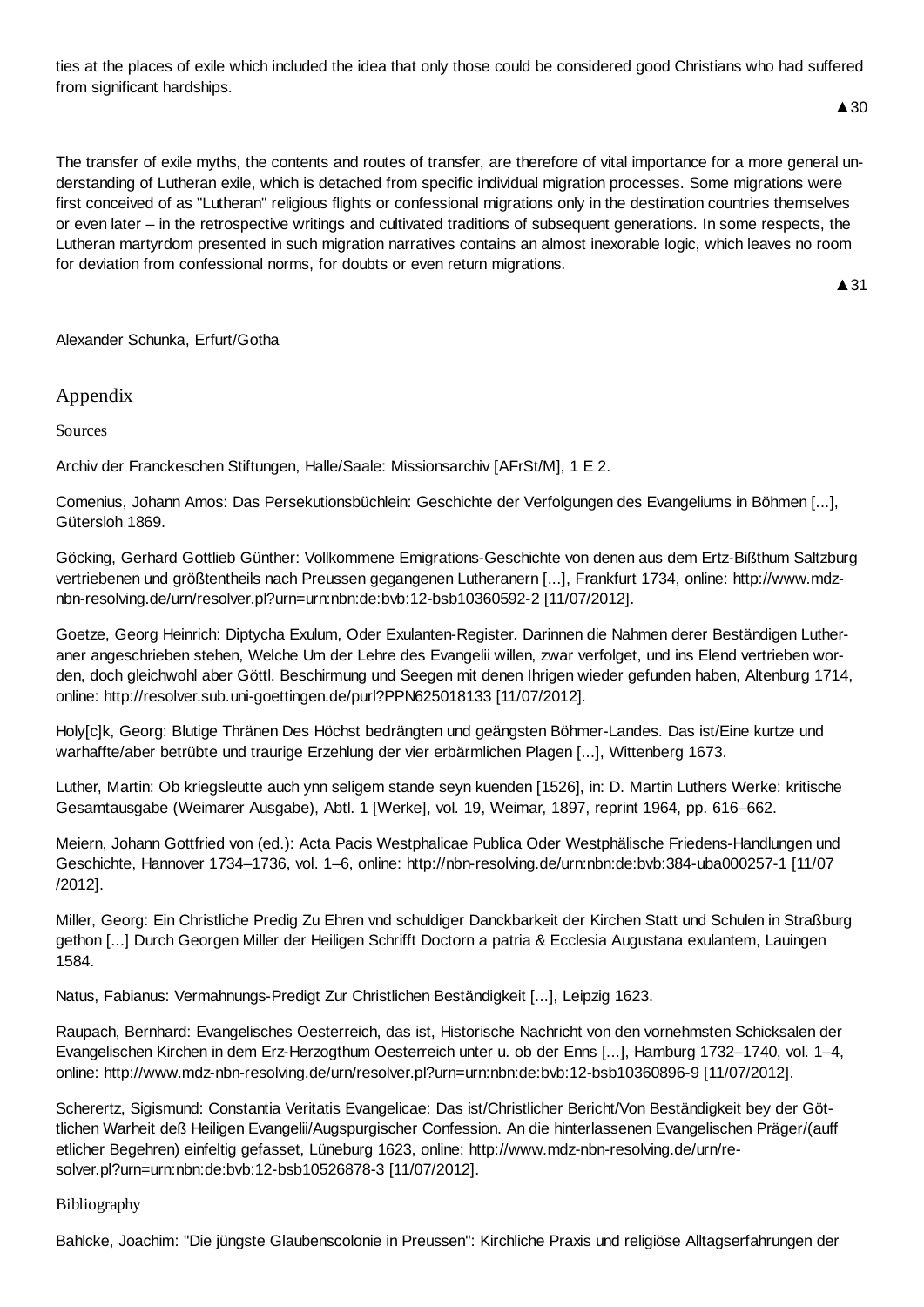ties at the places of exile which included the idea that only those could be considered good Christians who had suffered from significant hardships.

▲30

The transfer of exile myths, the contents and routes of transfer, are therefore of vital importance for a more general understanding of Lutheran exile, which is detached from specific individual migration processes. Some migrations were first conceived of as "Lutheran" religious flights or confessional migrations only in the destination countries themselves or even later – in the retrospective writings and cultivated traditions of subsequent generations. In some respects, the Lutheran martyrdom presented in such migration narratives contains an almost inexorable logic, which leaves no room for deviation from confessional norms, for doubts or even return migrations.

▲31

Alexander Schunka, Erfurt/Gotha

# Appendix

## Sources

Archiv der Franckeschen Stiftungen, Halle/Saale: Missionsarchiv [AFrSt/M], 1 E 2.

Comenius, Johann Amos: Das Persekutionsbüchlein: Geschichte der Verfolgungen des Evangeliums in Böhmen [...], Gütersloh 1869.

Göcking, Gerhard Gottlieb Günther: Vollkommene Emigrations-Geschichte von denen aus dem Ertz-Bißthum Saltzburg vertriebenen und größtentheils nach Preussen gegangenen Lutheranern [...], Frankfurt 1734, online: http://www.mdz-nbn-resolving.de/urn/resolver.pl?urn=urn:nbn:de:bvb:12-bsb10360592-2 [11/07/2012].

Goetze, Georg Heinrich: Diptycha Exulum, Oder Exulanten-Register. Darinnen die Nahmen derer Beständigen Lutheraner angeschrieben stehen, Welche Um der Lehre des Evangelii willen, zwar verfolget, und ins Elend vertrieben worden, doch gleichwohl aber Göttl. Beschirmung und Seegen mit denen Ihrigen wieder gefunden haben, Altenburg 1714, online: http://resolver.sub.uni-goettingen.de/purl?PPN625018133 [11/07/2012].

Holy[c]k, Georg: Blutige Thränen Des Höchst bedrängten und geängsten Böhmer-Landes. Das ist/Eine kurtze und warhaffte/aber betrübte und traurige Erzehlung der vier erbärmlichen Plagen [...], Wittenberg 1673.

Luther, Martin: Ob kriegsleutte auch ynn seligem stande seyn kuenden [1526], in: D. Martin Luthers Werke: kritische Gesamtausgabe (Weimarer Ausgabe), Abtl. 1 [Werke], vol. 19, Weimar, 1897, reprint 1964, pp. 616–662.

Meiern, Johann Gottfried von (ed.): Acta Pacis Westphalicae Publica Oder Westphälische Friedens-Handlungen und Geschichte, Hannover 1734–1736, vol. 1–6, online: http://nbn-resolving.de/urn:nbn:de:bvb:384-uba000257-1 [11/07/2012].

Miller, Georg: Ein Christliche Predig Zu Ehren vnd schuldiger Danckbarkeit der Kirchen Statt und Schulen in Straßburg gethon [...] Durch Georgen Miller der Heiligen Schrifft Doctorn a patria & Ecclesia Augustana exulantem, Lauingen 1584.

Natus, Fabianus: Vermahnungs-Predigt Zur Christlichen Beständigkeit [...], Leipzig 1623.

Raupach, Bernhard: Evangelisches Oesterreich, das ist, Historische Nachricht von den vornehmsten Schicksalen der Evangelischen Kirchen in dem Erz-Herzogthum Oesterreich unter u. ob der Enns [...], Hamburg 1732–1740, vol. 1–4, online: http://www.mdz-nbn-resolving.de/urn/resolver.pl?urn=urn:nbn:de:bvb:12-bsb10360896-9 [11/07/2012].

Scherertz, Sigismund: Constantia Veritatis Evangelicae: Das ist/Christlicher Bericht/Von Beständigkeit bey der Göttlichen Warheit deß Heiligen Evangelii/Augspurgischer Confession. An die hinterlassenen Evangelischen Präger/(auff etlicher Begehren) einfeltig gefasset, Lüneburg 1623, online: http://www.mdz-nbn-resolving.de/urn/resolver.pl?urn=urn:nbn:de:bvb:12-bsb10526878-3 [11/07/2012].

## Bibliography

Bahlcke, Joachim: "Die jüngste Glaubenscolonie in Preussen": Kirchliche Praxis und religiöse Alltagserfahrungen der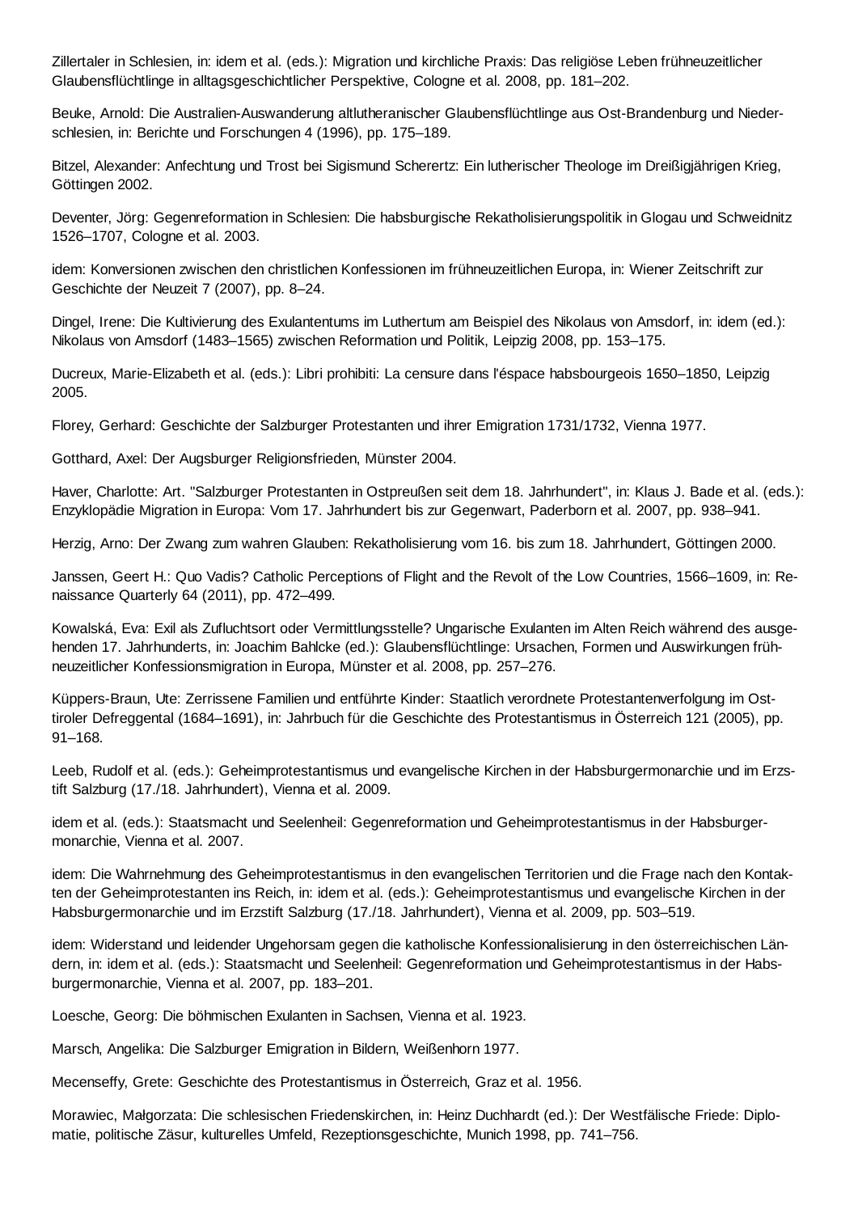Zillertaler in Schlesien, in: idem et al. (eds.): Migration und kirchliche Praxis: Das religiöse Leben frühneuzeitlicher Glaubensflüchtlinge in alltagsgeschichtlicher Perspektive, Cologne et al. 2008, pp. 181–202.

Beuke, Arnold: Die Australien-Auswanderung altlutheranischer Glaubensflüchtlinge aus Ost-Brandenburg und Niederschlesien, in: Berichte und Forschungen 4 (1996), pp. 175–189.

Bitzel, Alexander: Anfechtung und Trost bei Sigismund Scherertz: Ein lutherischer Theologe im Dreißigjährigen Krieg, Göttingen 2002.

Deventer, Jörg: Gegenreformation in Schlesien: Die habsburgische Rekatholisierungspolitik in Glogau und Schweidnitz 1526–1707, Cologne et al. 2003.

idem: Konversionen zwischen den christlichen Konfessionen im frühneuzeitlichen Europa, in: Wiener Zeitschrift zur Geschichte der Neuzeit 7 (2007), pp. 8–24.

Dingel, Irene: Die Kultivierung des Exulantentums im Luthertum am Beispiel des Nikolaus von Amsdorf, in: idem (ed.): Nikolaus von Amsdorf (1483–1565) zwischen Reformation und Politik, Leipzig 2008, pp. 153–175.

Ducreux, Marie-Elizabeth et al. (eds.): Libri prohibiti: La censure dans l'éspace habsbourgeois 1650–1850, Leipzig 2005.

Florey, Gerhard: Geschichte der Salzburger Protestanten und ihrer Emigration 1731/1732, Vienna 1977.

Gotthard, Axel: Der Augsburger Religionsfrieden, Münster 2004.

Haver, Charlotte: Art. "Salzburger Protestanten in Ostpreußen seit dem 18. Jahrhundert", in: Klaus J. Bade et al. (eds.): Enzyklopädie Migration in Europa: Vom 17. Jahrhundert bis zur Gegenwart, Paderborn et al. 2007, pp. 938–941.

Herzig, Arno: Der Zwang zum wahren Glauben: Rekatholisierung vom 16. bis zum 18. Jahrhundert, Göttingen 2000.

Janssen, Geert H.: Quo Vadis? Catholic Perceptions of Flight and the Revolt of the Low Countries, 1566–1609, in: Renaissance Quarterly 64 (2011), pp. 472–499.

Kowalská, Eva: Exil als Zufluchtsort oder Vermittlungsstelle? Ungarische Exulanten im Alten Reich während des ausgehenden 17. Jahrhunderts, in: Joachim Bahlcke (ed.): Glaubensflüchtlinge: Ursachen, Formen und Auswirkungen frühneuzeitlicher Konfessionsmigration in Europa, Münster et al. 2008, pp. 257–276.

Küppers-Braun, Ute: Zerrissene Familien und entführte Kinder: Staatlich verordnete Protestantenverfolgung im Osttiroler Defreggental (1684–1691), in: Jahrbuch für die Geschichte des Protestantismus in Österreich 121 (2005), pp. 91–168.

Leeb, Rudolf et al. (eds.): Geheimprotestantismus und evangelische Kirchen in der Habsburgermonarchie und im Erzstift Salzburg (17./18. Jahrhundert), Vienna et al. 2009.

idem et al. (eds.): Staatsmacht und Seelenheil: Gegenreformation und Geheimprotestantismus in der Habsburgermonarchie, Vienna et al. 2007.

idem: Die Wahrnehmung des Geheimprotestantismus in den evangelischen Territorien und die Frage nach den Kontakten der Geheimprotestanten ins Reich, in: idem et al. (eds.): Geheimprotestantismus und evangelische Kirchen in der Habsburgermonarchie und im Erzstift Salzburg (17./18. Jahrhundert), Vienna et al. 2009, pp. 503–519.

idem: Widerstand und leidender Ungehorsam gegen die katholische Konfessionalisierung in den österreichischen Ländern, in: idem et al. (eds.): Staatsmacht und Seelenheil: Gegenreformation und Geheimprotestantismus in der Habsburgermonarchie, Vienna et al. 2007, pp. 183–201.

Loesche, Georg: Die böhmischen Exulanten in Sachsen, Vienna et al. 1923.

Marsch, Angelika: Die Salzburger Emigration in Bildern, Weißenhorn 1977.

Mecenseffy, Grete: Geschichte des Protestantismus in Österreich, Graz et al. 1956.

Morawiec, Małgorzata: Die schlesischen Friedenskirchen, in: Heinz Duchhardt (ed.): Der Westfälische Friede: Diplomatie, politische Zäsur, kulturelles Umfeld, Rezeptionsgeschichte, Munich 1998, pp. 741–756.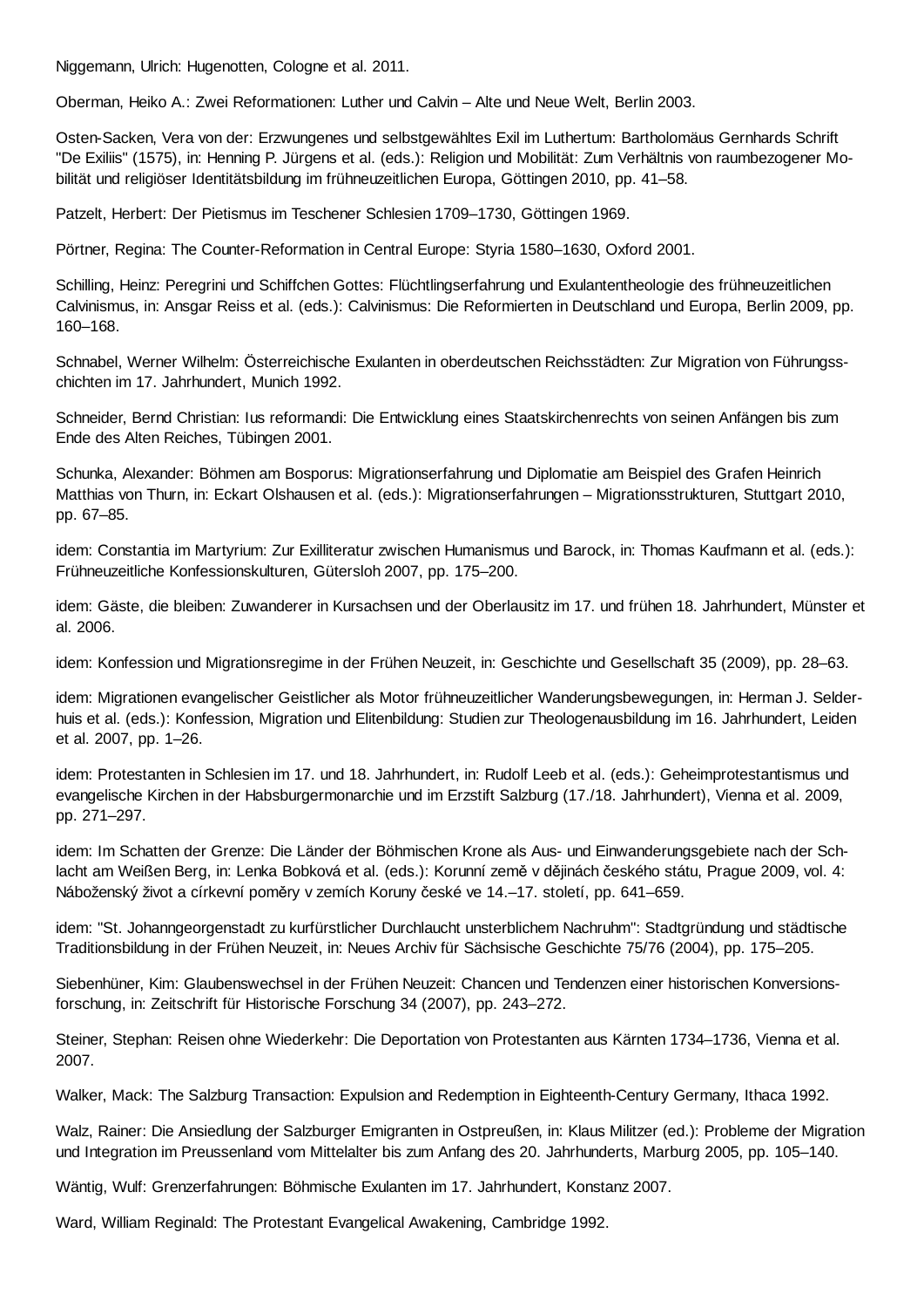Niggemann, Ulrich: Hugenotten, Cologne et al. 2011.

Oberman, Heiko A.: Zwei Reformationen: Luther und Calvin – Alte und Neue Welt, Berlin 2003.

Osten-Sacken, Vera von der: Erzwungenes und selbstgewähltes Exil im Luthertum: Bartholomäus Gernhards Schrift "De Exiliis" (1575), in: Henning P. Jürgens et al. (eds.): Religion und Mobilität: Zum Verhältnis von raumbezogener Mobilität und religiöser Identitätsbildung im frühneuzeitlichen Europa, Göttingen 2010, pp. 41–58.

Patzelt, Herbert: Der Pietismus im Teschener Schlesien 1709–1730, Göttingen 1969.

Pörtner, Regina: The Counter-Reformation in Central Europe: Styria 1580–1630, Oxford 2001.

Schilling, Heinz: Peregrini und Schiffchen Gottes: Flüchtlingserfahrung und Exulantentheologie des frühneuzeitlichen Calvinismus, in: Ansgar Reiss et al. (eds.): Calvinismus: Die Reformierten in Deutschland und Europa, Berlin 2009, pp. 160–168.

Schnabel, Werner Wilhelm: Österreichische Exulanten in oberdeutschen Reichsstädten: Zur Migration von Führungsschichten im 17. Jahrhundert, Munich 1992.

Schneider, Bernd Christian: Ius reformandi: Die Entwicklung eines Staatskirchenrechts von seinen Anfängen bis zum Ende des Alten Reiches, Tübingen 2001.

Schunka, Alexander: Böhmen am Bosporus: Migrationserfahrung und Diplomatie am Beispiel des Grafen Heinrich Matthias von Thurn, in: Eckart Olshausen et al. (eds.): Migrationserfahrungen – Migrationsstrukturen, Stuttgart 2010, pp. 67–85.

idem: Constantia im Martyrium: Zur Exilliteratur zwischen Humanismus und Barock, in: Thomas Kaufmann et al. (eds.): Frühneuzeitliche Konfessionskulturen, Gütersloh 2007, pp. 175–200.

idem: Gäste, die bleiben: Zuwanderer in Kursachsen und der Oberlausitz im 17. und frühen 18. Jahrhundert, Münster et al. 2006.

idem: Konfession und Migrationsregime in der Frühen Neuzeit, in: Geschichte und Gesellschaft 35 (2009), pp. 28–63.

idem: Migrationen evangelischer Geistlicher als Motor frühneuzeitlicher Wanderungsbewegungen, in: Herman J. Selderhuis et al. (eds.): Konfession, Migration und Elitenbildung: Studien zur Theologenausbildung im 16. Jahrhundert, Leiden et al. 2007, pp. 1–26.

idem: Protestanten in Schlesien im 17. und 18. Jahrhundert, in: Rudolf Leeb et al. (eds.): Geheimprotestantismus und evangelische Kirchen in der Habsburgermonarchie und im Erzstift Salzburg (17./18. Jahrhundert), Vienna et al. 2009, pp. 271–297.

idem: Im Schatten der Grenze: Die Länder der Böhmischen Krone als Aus- und Einwanderungsgebiete nach der Schlacht am Weißen Berg, in: Lenka Bobková et al. (eds.): Korunní země v dějinách českého státu, Prague 2009, vol. 4: Náboženský život a církevní poměry v zemích Koruny české ve 14.–17. století, pp. 641–659.

idem: "St. Johanngeorgenstadt zu kurfürstlicher Durchlaucht unsterblichem Nachruhm": Stadtgründung und städtische Traditionsbildung in der Frühen Neuzeit, in: Neues Archiv für Sächsische Geschichte 75/76 (2004), pp. 175–205.

Siebenhüner, Kim: Glaubenswechsel in der Frühen Neuzeit: Chancen und Tendenzen einer historischen Konversionsforschung, in: Zeitschrift für Historische Forschung 34 (2007), pp. 243–272.

Steiner, Stephan: Reisen ohne Wiederkehr: Die Deportation von Protestanten aus Kärnten 1734–1736, Vienna et al. 2007.

Walker, Mack: The Salzburg Transaction: Expulsion and Redemption in Eighteenth-Century Germany, Ithaca 1992.

Walz, Rainer: Die Ansiedlung der Salzburger Emigranten in Ostpreußen, in: Klaus Militzer (ed.): Probleme der Migration und Integration im Preussenland vom Mittelalter bis zum Anfang des 20. Jahrhunderts, Marburg 2005, pp. 105–140.

Wäntig, Wulf: Grenzerfahrungen: Böhmische Exulanten im 17. Jahrhundert, Konstanz 2007.

Ward, William Reginald: The Protestant Evangelical Awakening, Cambridge 1992.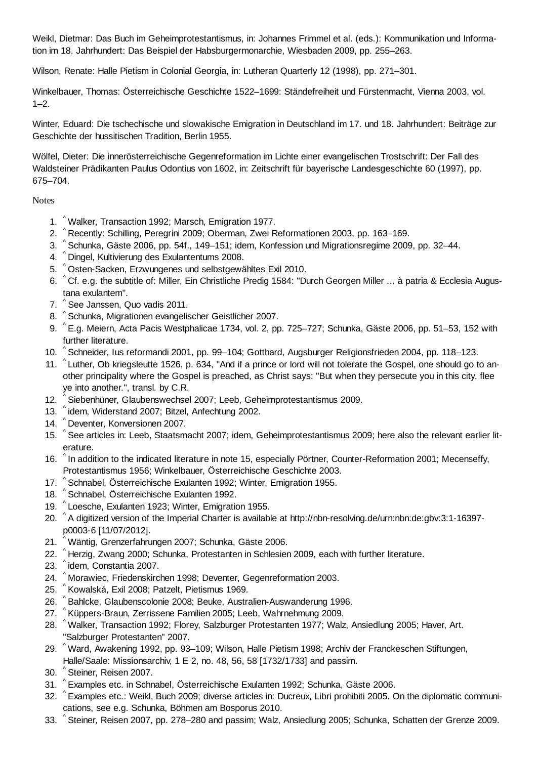Weikl, Dietmar: Das Buch im Geheimprotestantismus, in: Johannes Frimmel et al. (eds.): Kommunikation und Information im 18. Jahrhundert: Das Beispiel der Habsburgermonarchie, Wiesbaden 2009, pp. 255–263.

Wilson, Renate: Halle Pietism in Colonial Georgia, in: Lutheran Quarterly 12 (1998), pp. 271–301.

Winkelbauer, Thomas: Österreichische Geschichte 1522–1699: Ständefreiheit und Fürstenmacht, Vienna 2003, vol. 1–2.

Winter, Eduard: Die tschechische und slowakische Emigration in Deutschland im 17. und 18. Jahrhundert: Beiträge zur Geschichte der hussitischen Tradition, Berlin 1955.

Wölfel, Dieter: Die innerösterreichische Gegenreformation im Lichte einer evangelischen Trostschrift: Der Fall des Waldsteiner Prädikanten Paulus Odontius von 1602, in: Zeitschrift für bayerische Landesgeschichte 60 (1997), pp. 675–704.

Notes

1. ^ Walker, Transaction 1992; Marsch, Emigration 1977.
2. ^ Recently: Schilling, Peregrini 2009; Oberman, Zwei Reformationen 2003, pp. 163–169.
3. ^ Schunka, Gäste 2006, pp. 54f., 149–151; idem, Konfession und Migrationsregime 2009, pp. 32–44.
4. ^ Dingel, Kultivierung des Exulantentums 2008.
5. ^ Osten-Sacken, Erzwungenes und selbstgewähltes Exil 2010.
6. ^ Cf. e.g. the subtitle of: Miller, Ein Christliche Predig 1584: "Durch Georgen Miller ... à patria & Ecclesia Augustana exulantem".
7. ^ See Janssen, Quo vadis 2011.
8. ^ Schunka, Migrationen evangelischer Geistlicher 2007.
9. ^ E.g. Meiern, Acta Pacis Westphalicae 1734, vol. 2, pp. 725–727; Schunka, Gäste 2006, pp. 51–53, 152 with further literature.
10. ^ Schneider, Ius reformandi 2001, pp. 99–104; Gotthard, Augsburger Religionsfrieden 2004, pp. 118–123.
11. ^ Luther, Ob kriegsleutte 1526, p. 634, "And if a prince or lord will not tolerate the Gospel, one should go to another principality where the Gospel is preached, as Christ says: "But when they persecute you in this city, flee ye into another.", transl. by C.R.
12. ^ Siebenhüner, Glaubenswechsel 2007; Leeb, Geheimprotestantismus 2009.
13. ^ idem, Widerstand 2007; Bitzel, Anfechtung 2002.
14. ^ Deventer, Konversionen 2007.
15. ^ See articles in: Leeb, Staatsmacht 2007; idem, Geheimprotestantismus 2009; here also the relevant earlier literature.
16. ^ In addition to the indicated literature in note 15, especially Pörtner, Counter-Reformation 2001; Mecenseffy, Protestantismus 1956; Winkelbauer, Österreichische Geschichte 2003.
17. ^ Schnabel, Österreichische Exulanten 1992; Winter, Emigration 1955.
18. ^ Schnabel, Österreichische Exulanten 1992.
19. ^ Loesche, Exulanten 1923; Winter, Emigration 1955.
20. ^ A digitized version of the Imperial Charter is available at http://nbn-resolving.de/urn:nbn:de:gbv:3:1-16397-p0003-6 [11/07/2012].
21. ^ Wäntig, Grenzerfahrungen 2007; Schunka, Gäste 2006.
22. ^ Herzig, Zwang 2000; Schunka, Protestanten in Schlesien 2009, each with further literature.
23. ^ idem, Constantia 2007.
24. ^ Morawiec, Friedenskirchen 1998; Deventer, Gegenreformation 2003.
25. ^ Kowalská, Exil 2008; Patzelt, Pietismus 1969.
26. ^ Bahlcke, Glaubenscolonie 2008; Beuke, Australien-Auswanderung 1996.
27. ^ Küppers-Braun, Zerrissene Familien 2005; Leeb, Wahrnehmung 2009.
28. ^ Walker, Transaction 1992; Florey, Salzburger Protestanten 1977; Walz, Ansiedlung 2005; Haver, Art. "Salzburger Protestanten" 2007.
29. ^ Ward, Awakening 1992, pp. 93–109; Wilson, Halle Pietism 1998; Archiv der Franckeschen Stiftungen, Halle/Saale: Missionsarchiv, 1 E 2, no. 48, 56, 58 [1732/1733] and passim.
30. ^ Steiner, Reisen 2007.
31. ^ Examples etc. in Schnabel, Österreichische Exulanten 1992; Schunka, Gäste 2006.
32. ^ Examples etc.: Weikl, Buch 2009; diverse articles in: Ducreux, Libri prohibiti 2005. On the diplomatic communications, see e.g. Schunka, Böhmen am Bosporus 2010.
33. ^ Steiner, Reisen 2007, pp. 278–280 and passim; Walz, Ansiedlung 2005; Schunka, Schatten der Grenze 2009.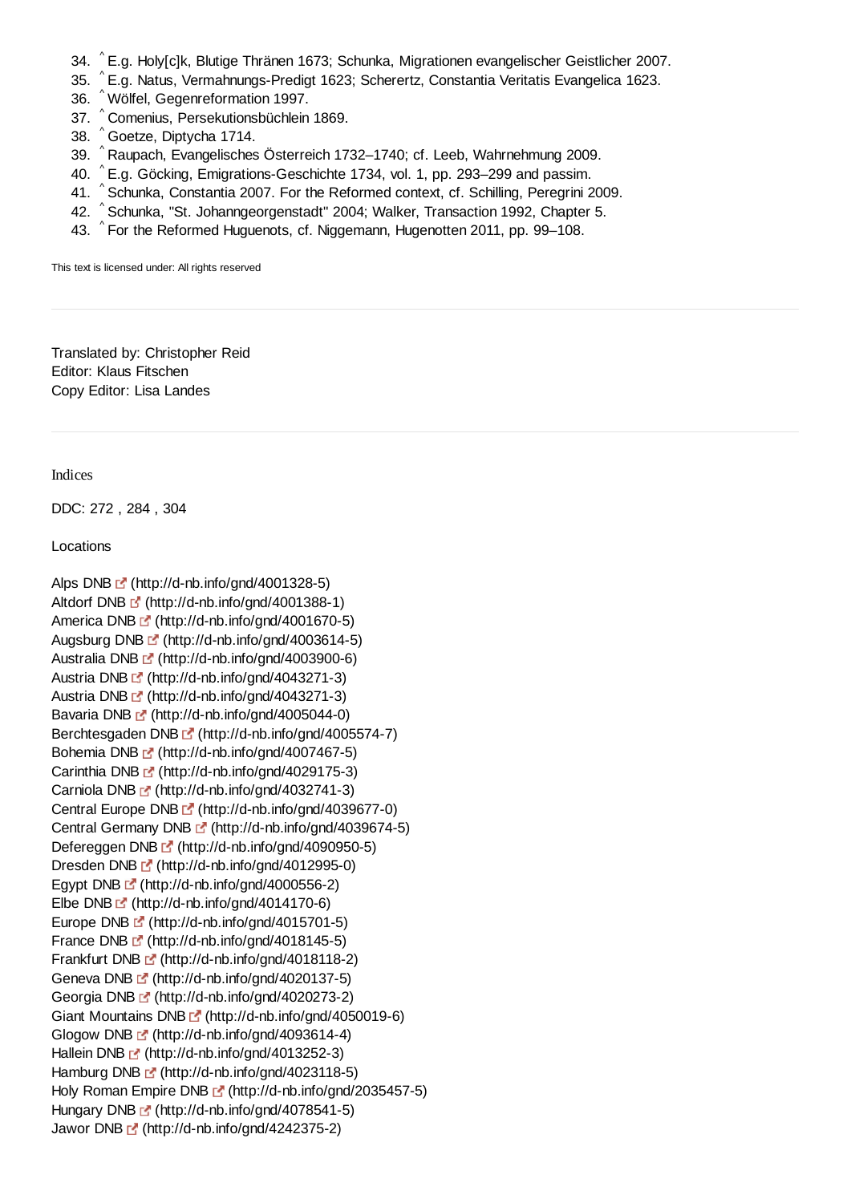34. ^ E.g. Holy[c]k, Blutige Thränen 1673; Schunka, Migrationen evangelischer Geistlicher 2007.
35. ^ E.g. Natus, Vermahnungs-Predigt 1623; Scherertz, Constantia Veritatis Evangelica 1623.
36. ^ Wölfel, Gegenreformation 1997.
37. ^ Comenius, Persekutionsbüchlein 1869.
38. ^ Goetze, Diptycha 1714.
39. ^ Raupach, Evangelisches Österreich 1732–1740; cf. Leeb, Wahrnehmung 2009.
40. ^ E.g. Göcking, Emigrations-Geschichte 1734, vol. 1, pp. 293–299 and passim.
41. ^ Schunka, Constantia 2007. For the Reformed context, cf. Schilling, Peregrini 2009.
42. ^ Schunka, "St. Johanngeorgenstadt" 2004; Walker, Transaction 1992, Chapter 5.
43. ^ For the Reformed Huguenots, cf. Niggemann, Hugenotten 2011, pp. 99–108.

This text is licensed under: All rights reserved

---

Translated by: Christopher Reid
Editor: Klaus Fitschen
Copy Editor: Lisa Landes

---

Indices

DDC: 272 , 284 , 304

Locations

Alps DNB (http://d-nb.info/gnd/4001328-5)
Altdorf DNB (http://d-nb.info/gnd/4001388-1)
America DNB (http://d-nb.info/gnd/4001670-5)
Augsburg DNB (http://d-nb.info/gnd/4003614-5)
Australia DNB (http://d-nb.info/gnd/4003900-6)
Austria DNB (http://d-nb.info/gnd/4043271-3)
Austria DNB (http://d-nb.info/gnd/4043271-3)
Bavaria DNB (http://d-nb.info/gnd/4005044-0)
Berchtesgaden DNB (http://d-nb.info/gnd/4005574-7)
Bohemia DNB (http://d-nb.info/gnd/4007467-5)
Carinthia DNB (http://d-nb.info/gnd/4029175-3)
Carniola DNB (http://d-nb.info/gnd/4032741-3)
Central Europe DNB (http://d-nb.info/gnd/4039677-0)
Central Germany DNB (http://d-nb.info/gnd/4039674-5)
Defereggen DNB (http://d-nb.info/gnd/4090950-5)
Dresden DNB (http://d-nb.info/gnd/4012995-0)
Egypt DNB (http://d-nb.info/gnd/4000556-2)
Elbe DNB (http://d-nb.info/gnd/4014170-6)
Europe DNB (http://d-nb.info/gnd/4015701-5)
France DNB (http://d-nb.info/gnd/4018145-5)
Frankfurt DNB (http://d-nb.info/gnd/4018118-2)
Geneva DNB (http://d-nb.info/gnd/4020137-5)
Georgia DNB (http://d-nb.info/gnd/4020273-2)
Giant Mountains DNB (http://d-nb.info/gnd/4050019-6)
Glogow DNB (http://d-nb.info/gnd/4093614-4)
Hallein DNB (http://d-nb.info/gnd/4013252-3)
Hamburg DNB (http://d-nb.info/gnd/4023118-5)
Holy Roman Empire DNB (http://d-nb.info/gnd/2035457-5)
Hungary DNB (http://d-nb.info/gnd/4078541-5)
Jawor DNB (http://d-nb.info/gnd/4242375-2)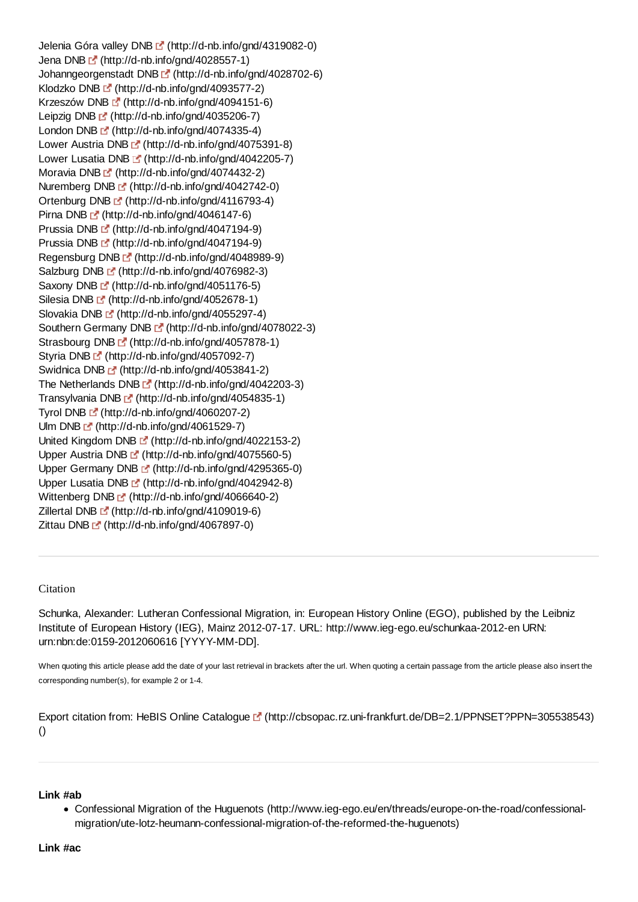Jelenia Góra valley DNB (http://d-nb.info/gnd/4319082-0)
Jena DNB (http://d-nb.info/gnd/4028557-1)
Johanngeorgenstadt DNB (http://d-nb.info/gnd/4028702-6)
Klodzko DNB (http://d-nb.info/gnd/4093577-2)
Krzeszów DNB (http://d-nb.info/gnd/4094151-6)
Leipzig DNB (http://d-nb.info/gnd/4035206-7)
London DNB (http://d-nb.info/gnd/4074335-4)
Lower Austria DNB (http://d-nb.info/gnd/4075391-8)
Lower Lusatia DNB (http://d-nb.info/gnd/4042205-7)
Moravia DNB (http://d-nb.info/gnd/4074432-2)
Nuremberg DNB (http://d-nb.info/gnd/4042742-0)
Ortenburg DNB (http://d-nb.info/gnd/4116793-4)
Pirna DNB (http://d-nb.info/gnd/4046147-6)
Prussia DNB (http://d-nb.info/gnd/4047194-9)
Prussia DNB (http://d-nb.info/gnd/4047194-9)
Regensburg DNB (http://d-nb.info/gnd/4048989-9)
Salzburg DNB (http://d-nb.info/gnd/4076982-3)
Saxony DNB (http://d-nb.info/gnd/4051176-5)
Silesia DNB (http://d-nb.info/gnd/4052678-1)
Slovakia DNB (http://d-nb.info/gnd/4055297-4)
Southern Germany DNB (http://d-nb.info/gnd/4078022-3)
Strasbourg DNB (http://d-nb.info/gnd/4057878-1)
Styria DNB (http://d-nb.info/gnd/4057092-7)
Swidnica DNB (http://d-nb.info/gnd/4053841-2)
The Netherlands DNB (http://d-nb.info/gnd/4042203-3)
Transylvania DNB (http://d-nb.info/gnd/4054835-1)
Tyrol DNB (http://d-nb.info/gnd/4060207-2)
Ulm DNB (http://d-nb.info/gnd/4061529-7)
United Kingdom DNB (http://d-nb.info/gnd/4022153-2)
Upper Austria DNB (http://d-nb.info/gnd/4075560-5)
Upper Germany DNB (http://d-nb.info/gnd/4295365-0)
Upper Lusatia DNB (http://d-nb.info/gnd/4042942-8)
Wittenberg DNB (http://d-nb.info/gnd/4066640-2)
Zillertal DNB (http://d-nb.info/gnd/4109019-6)
Zittau DNB (http://d-nb.info/gnd/4067897-0)

---

Citation

Schunka, Alexander: Lutheran Confessional Migration, in: European History Online (EGO), published by the Leibniz Institute of European History (IEG), Mainz 2012-07-17. URL: http://www.ieg-ego.eu/schunkaa-2012-en URN: urn:nbn:de:0159-2012060616 [YYYY-MM-DD].

When quoting this article please add the date of your last retrieval in brackets after the url. When quoting a certain passage from the article please also insert the corresponding number(s), for example 2 or 1-4.

Export citation from: HeBIS Online Catalogue (http://cbsopac.rz.uni-frankfurt.de/DB=2.1/PPNSET?PPN=305538543) ()

---

**Link #ab**

- Confessional Migration of the Huguenots (http://www.ieg-ego.eu/en/threads/europe-on-the-road/confessional-migration/ute-lotz-heumann-confessional-migration-of-the-reformed-the-huguenots)

**Link #ac**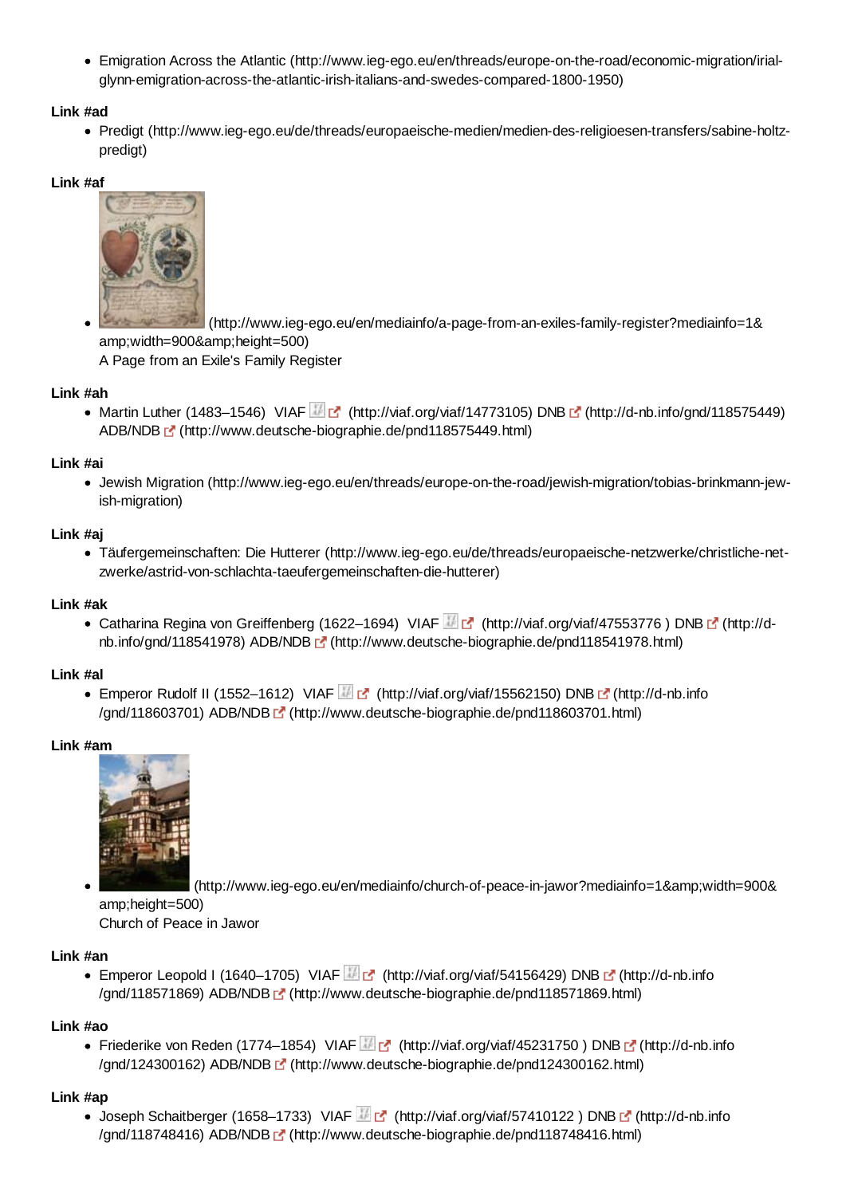- Emigration Across the Atlantic (http://www.ieg-ego.eu/en/threads/europe-on-the-road/economic-migration/irial-glynn-emigration-across-the-atlantic-irish-italians-and-swedes-compared-1800-1950)

**Link #ad**

- Predigt (http://www.ieg-ego.eu/de/threads/europaeische-medien/medien-des-religioesen-transfers/sabine-holtz-predigt)

**Link #af**

- (http://www.ieg-ego.eu/en/mediainfo/a-page-from-an-exiles-family-register?mediainfo=1&amp;width=900&amp;height=500)
  A Page from an Exile's Family Register

**Link #ah**

- Martin Luther (1483–1546) VIAF (http://viaf.org/viaf/14773105) DNB (http://d-nb.info/gnd/118575449) ADB/NDB (http://www.deutsche-biographie.de/pnd118575449.html)

**Link #ai**

- Jewish Migration (http://www.ieg-ego.eu/en/threads/europe-on-the-road/jewish-migration/tobias-brinkmann-jewish-migration)

**Link #aj**

- Täufergemeinschaften: Die Hutterer (http://www.ieg-ego.eu/de/threads/europaeische-netzwerke/christliche-netzwerke/astrid-von-schlachta-taeufergemeinschaften-die-hutterer)

**Link #ak**

- Catharina Regina von Greiffenberg (1622–1694) VIAF (http://viaf.org/viaf/47553776 ) DNB (http://d-nb.info/gnd/118541978) ADB/NDB (http://www.deutsche-biographie.de/pnd118541978.html)

**Link #al**

- Emperor Rudolf II (1552–1612) VIAF (http://viaf.org/viaf/15562150) DNB (http://d-nb.info/gnd/118603701) ADB/NDB (http://www.deutsche-biographie.de/pnd118603701.html)

**Link #am**

- (http://www.ieg-ego.eu/en/mediainfo/church-of-peace-in-jawor?mediainfo=1&amp;width=900&amp;height=500)
  Church of Peace in Jawor

**Link #an**

- Emperor Leopold I (1640–1705) VIAF (http://viaf.org/viaf/54156429) DNB (http://d-nb.info/gnd/118571869) ADB/NDB (http://www.deutsche-biographie.de/pnd118571869.html)

**Link #ao**

- Friederike von Reden (1774–1854) VIAF (http://viaf.org/viaf/45231750 ) DNB (http://d-nb.info/gnd/124300162) ADB/NDB (http://www.deutsche-biographie.de/pnd124300162.html)

**Link #ap**

- Joseph Schaitberger (1658–1733) VIAF (http://viaf.org/viaf/57410122 ) DNB (http://d-nb.info/gnd/118748416) ADB/NDB (http://www.deutsche-biographie.de/pnd118748416.html)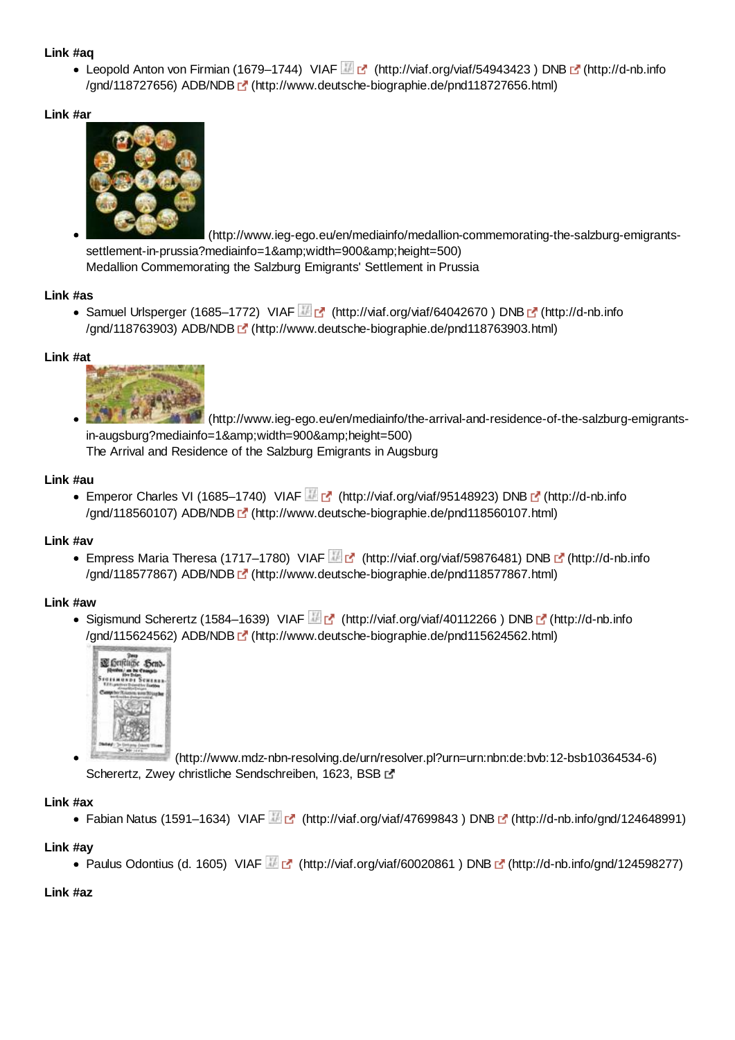**Link #aq**

- Leopold Anton von Firmian (1679–1744) VIAF (http://viaf.org/viaf/54943423 ) DNB (http://d-nb.info/gnd/118727656) ADB/NDB (http://www.deutsche-biographie.de/pnd118727656.html)

**Link #ar**

- (http://www.ieg-ego.eu/en/mediainfo/medallion-commemorating-the-salzburg-emigrants-settlement-in-prussia?mediainfo=1&amp;width=900&amp;height=500)
Medallion Commemorating the Salzburg Emigrants' Settlement in Prussia

**Link #as**

- Samuel Urlsperger (1685–1772) VIAF (http://viaf.org/viaf/64042670 ) DNB (http://d-nb.info/gnd/118763903) ADB/NDB (http://www.deutsche-biographie.de/pnd118763903.html)

**Link #at**

- (http://www.ieg-ego.eu/en/mediainfo/the-arrival-and-residence-of-the-salzburg-emigrants-in-augsburg?mediainfo=1&amp;width=900&amp;height=500)
The Arrival and Residence of the Salzburg Emigrants in Augsburg

**Link #au**

- Emperor Charles VI (1685–1740) VIAF (http://viaf.org/viaf/95148923) DNB (http://d-nb.info/gnd/118560107) ADB/NDB (http://www.deutsche-biographie.de/pnd118560107.html)

**Link #av**

- Empress Maria Theresa (1717–1780) VIAF (http://viaf.org/viaf/59876481) DNB (http://d-nb.info/gnd/118577867) ADB/NDB (http://www.deutsche-biographie.de/pnd118577867.html)

**Link #aw**

- Sigismund Scherertz (1584–1639) VIAF (http://viaf.org/viaf/40112266 ) DNB (http://d-nb.info/gnd/115624562) ADB/NDB (http://www.deutsche-biographie.de/pnd115624562.html)
- (http://www.mdz-nbn-resolving.de/urn/resolver.pl?urn=urn:nbn:de:bvb:12-bsb10364534-6)
Scherertz, Zwey christliche Sendschreiben, 1623, BSB

**Link #ax**

- Fabian Natus (1591–1634) VIAF (http://viaf.org/viaf/47699843 ) DNB (http://d-nb.info/gnd/124648991)

**Link #ay**

- Paulus Odontius (d. 1605) VIAF (http://viaf.org/viaf/60020861 ) DNB (http://d-nb.info/gnd/124598277)

**Link #az**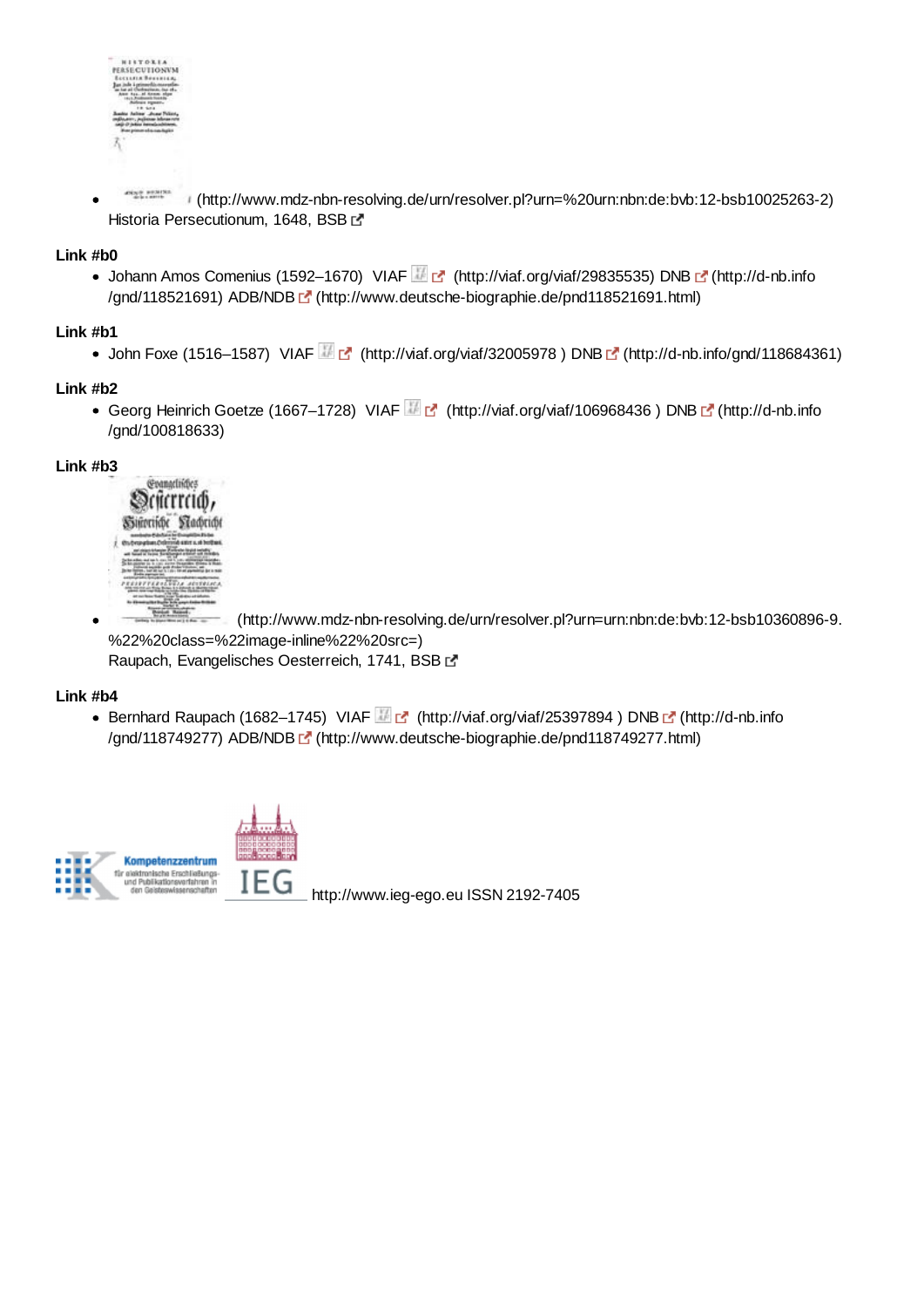- (http://www.mdz-nbn-resolving.de/urn/resolver.pl?urn=%20urn:nbn:de:bvb:12-bsb10025263-2) Historia Persecutionum, 1648, BSB

**Link #b0**

- Johann Amos Comenius (1592–1670) VIAF (http://viaf.org/viaf/29835535) DNB (http://d-nb.info/gnd/118521691) ADB/NDB (http://www.deutsche-biographie.de/pnd118521691.html)

**Link #b1**

- John Foxe (1516–1587) VIAF (http://viaf.org/viaf/32005978 ) DNB (http://d-nb.info/gnd/118684361)

**Link #b2**

- Georg Heinrich Goetze (1667–1728) VIAF (http://viaf.org/viaf/106968436 ) DNB (http://d-nb.info/gnd/100818633)

**Link #b3**

- (http://www.mdz-nbn-resolving.de/urn/resolver.pl?urn=urn:nbn:de:bvb:12-bsb10360896-9.%22%20class=%22image-inline%22%20src=) Raupach, Evangelisches Oesterreich, 1741, BSB

**Link #b4**

- Bernhard Raupach (1682–1745) VIAF (http://viaf.org/viaf/25397894 ) DNB (http://d-nb.info/gnd/118749277) ADB/NDB (http://www.deutsche-biographie.de/pnd118749277.html)

Kompetenzzentrum für elektronische Erschließungs- und Publikationsverfahren in den Geisteswissenschaften IEG http://www.ieg-ego.eu ISSN 2192-7405